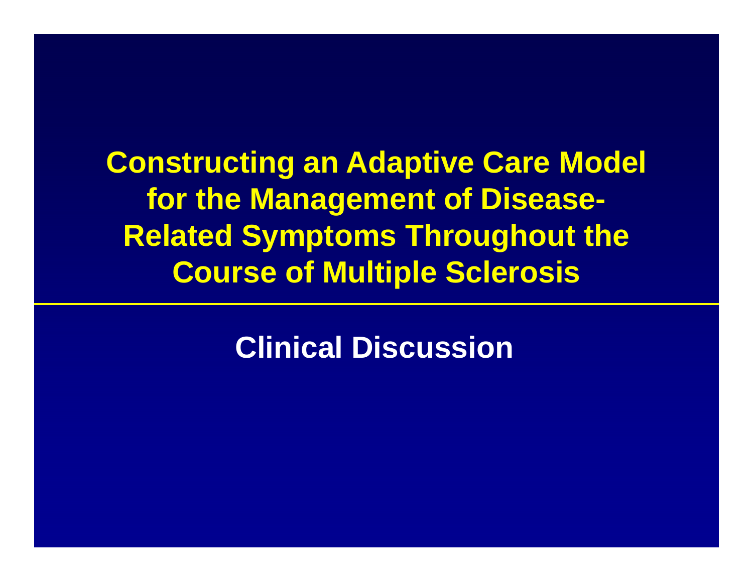# Constructing an Adaptive Care Model for the Management of Disease-Related Symptoms Throughout the Course of Multiple Sclerosis

## Clinical Discussion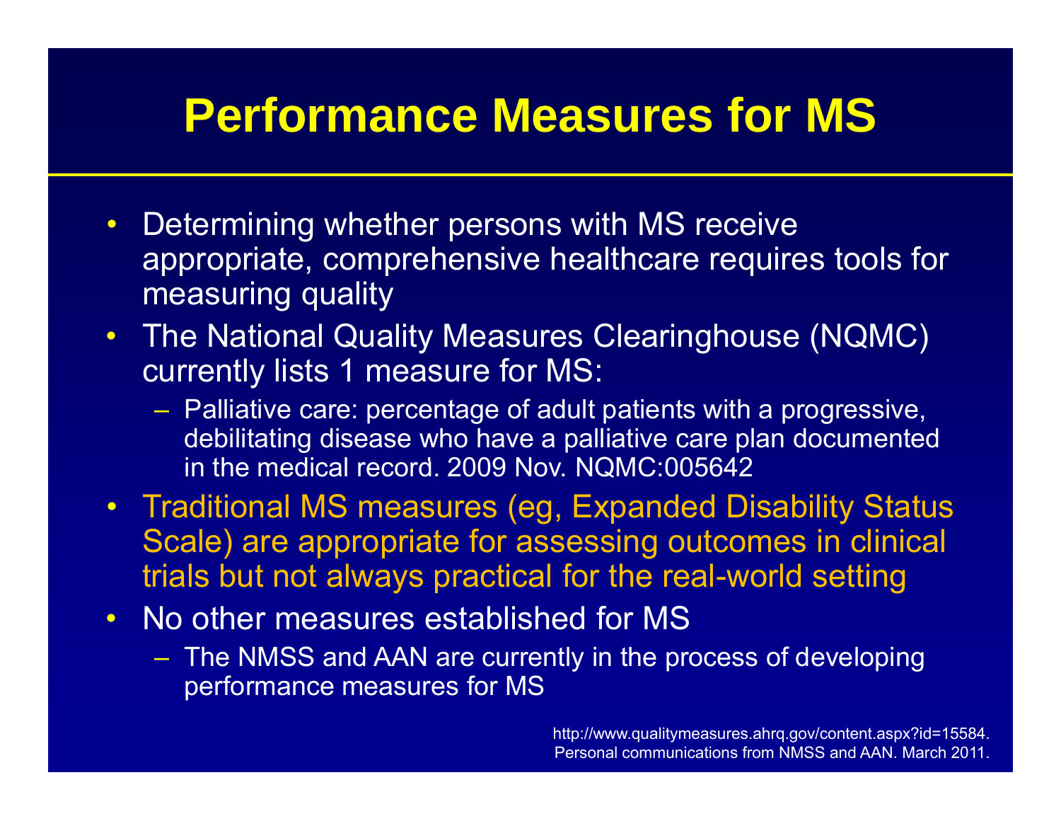# Performance Measures for MS

- Determining whether persons with MS receive appropriate, comprehensive healthcare requires tools for measuring quality
- The National Quality Measures Clearinghouse (NQMC) currently lists 1 measure for MS:
  - Palliative care: percentage of adult patients with a progressive, debilitating disease who have a palliative care plan documented in the medical record. 2009 Nov. NQMC:005642
- Traditional MS measures (eg, Expanded Disability Status Scale) are appropriate for assessing outcomes in clinical trials but not always practical for the real-world setting
- No other measures established for MS
  - The NMSS and AAN are currently in the process of developing performance measures for MS

http://www.qualitymeasures.ahrq.gov/content.aspx?id=15584.
Personal communications from NMSS and AAN. March 2011.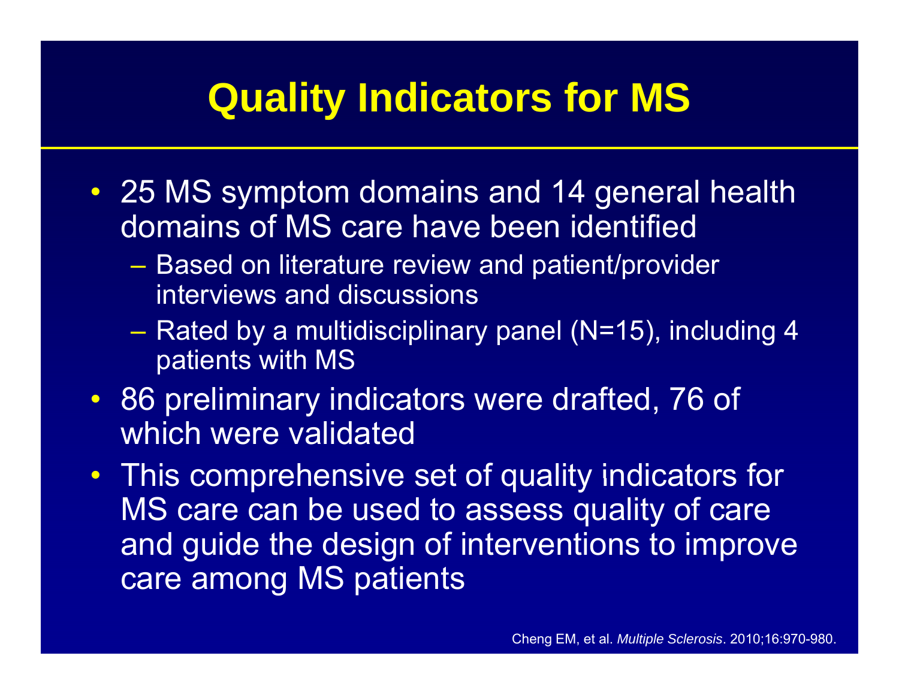# Quality Indicators for MS

- 25 MS symptom domains and 14 general health domains of MS care have been identified
  - Based on literature review and patient/provider interviews and discussions
  - Rated by a multidisciplinary panel (N=15), including 4 patients with MS
- 86 preliminary indicators were drafted, 76 of which were validated
- This comprehensive set of quality indicators for MS care can be used to assess quality of care and guide the design of interventions to improve care among MS patients

Cheng EM, et al. *Multiple Sclerosis*. 2010;16:970-980.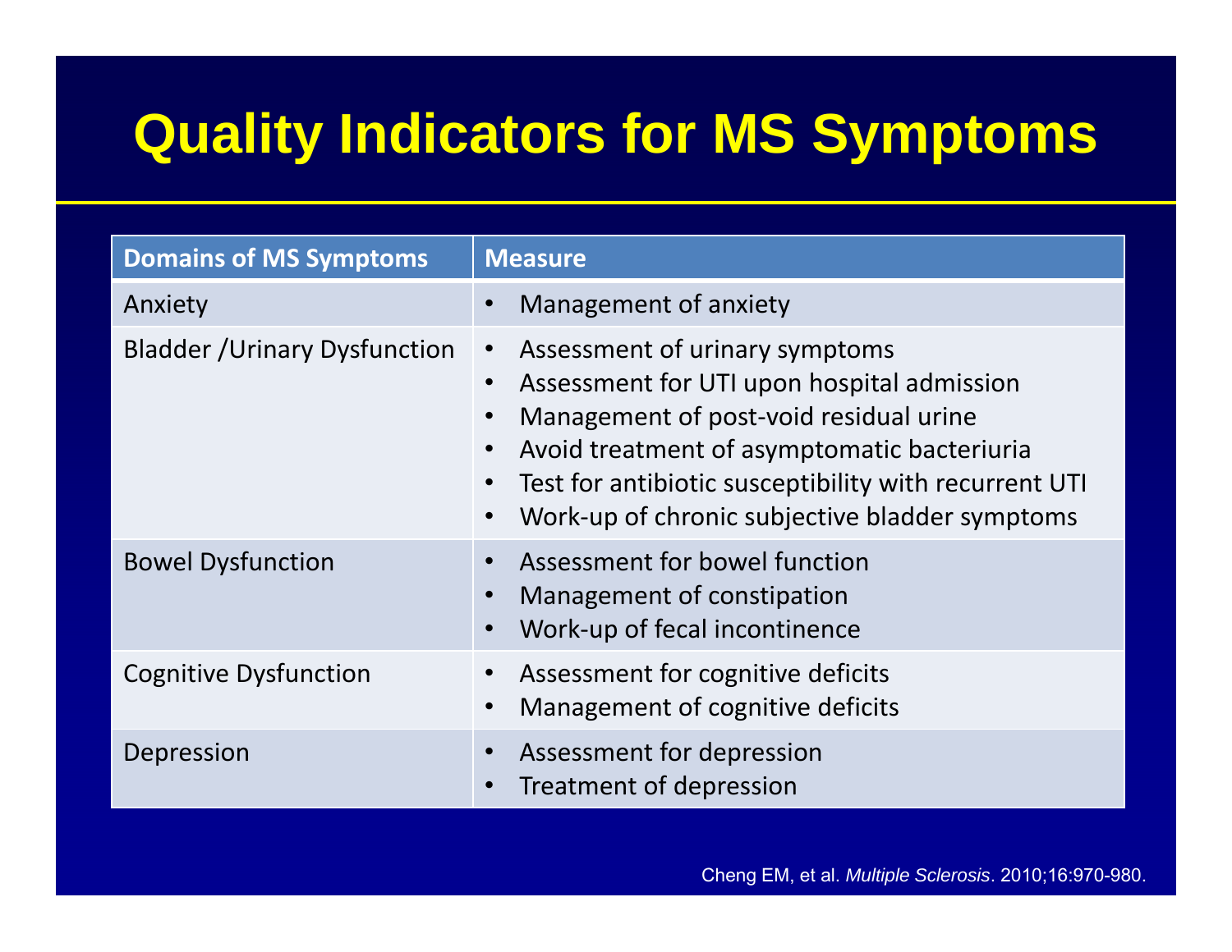# Quality Indicators for MS Symptoms

| Domains of MS Symptoms | Measure |
| --- | --- |
| Anxiety | • Management of anxiety |
| Bladder /Urinary Dysfunction | • Assessment of urinary symptoms<br>• Assessment for UTI upon hospital admission<br>• Management of post-void residual urine<br>• Avoid treatment of asymptomatic bacteriuria<br>• Test for antibiotic susceptibility with recurrent UTI<br>• Work-up of chronic subjective bladder symptoms |
| Bowel Dysfunction | • Assessment for bowel function<br>• Management of constipation<br>• Work-up of fecal incontinence |
| Cognitive Dysfunction | • Assessment for cognitive deficits<br>• Management of cognitive deficits |
| Depression | • Assessment for depression<br>• Treatment of depression |

Cheng EM, et al. *Multiple Sclerosis*. 2010;16:970-980.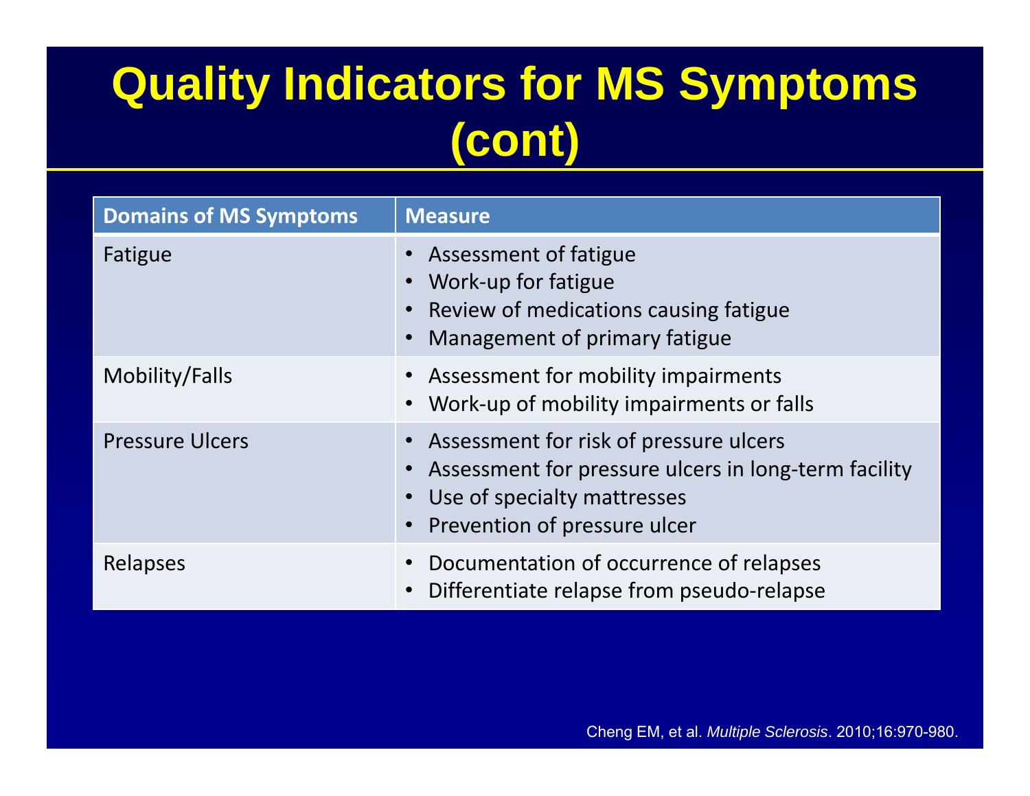# Quality Indicators for MS Symptoms (cont)

| Domains of MS Symptoms | Measure |
|---|---|
| Fatigue | • Assessment of fatigue<br>• Work-up for fatigue<br>• Review of medications causing fatigue<br>• Management of primary fatigue |
| Mobility/Falls | • Assessment for mobility impairments<br>• Work-up of mobility impairments or falls |
| Pressure Ulcers | • Assessment for risk of pressure ulcers<br>• Assessment for pressure ulcers in long-term facility<br>• Use of specialty mattresses<br>• Prevention of pressure ulcer |
| Relapses | • Documentation of occurrence of relapses<br>• Differentiate relapse from pseudo-relapse |

Cheng EM, et al. *Multiple Sclerosis*. 2010;16:970-980.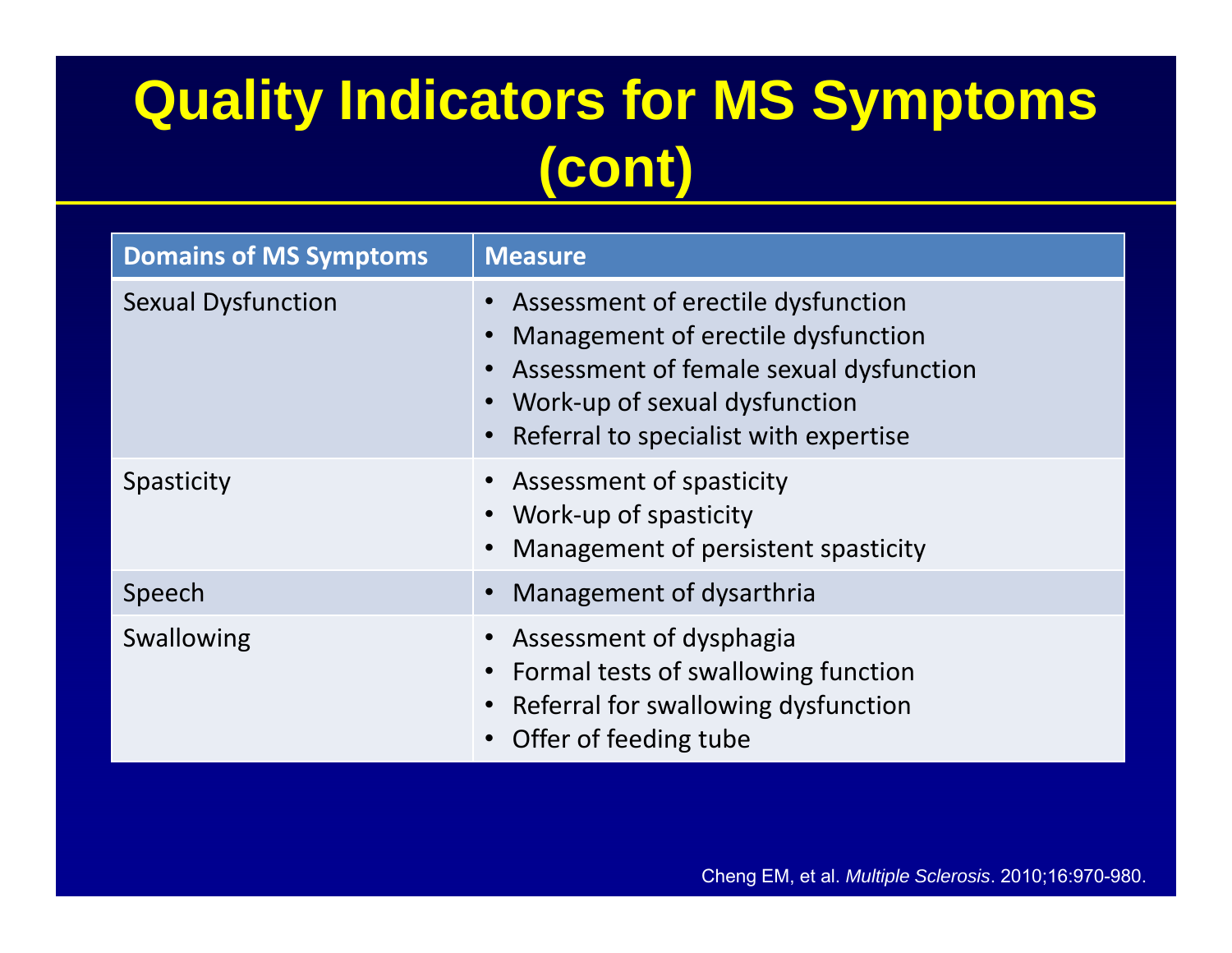# Quality Indicators for MS Symptoms (cont)

| Domains of MS Symptoms | Measure |
| --- | --- |
| Sexual Dysfunction | • Assessment of erectile dysfunction<br>• Management of erectile dysfunction<br>• Assessment of female sexual dysfunction<br>• Work-up of sexual dysfunction<br>• Referral to specialist with expertise |
| Spasticity | • Assessment of spasticity<br>• Work-up of spasticity<br>• Management of persistent spasticity |
| Speech | • Management of dysarthria |
| Swallowing | • Assessment of dysphagia<br>• Formal tests of swallowing function<br>• Referral for swallowing dysfunction<br>• Offer of feeding tube |

Cheng EM, et al. *Multiple Sclerosis*. 2010;16:970-980.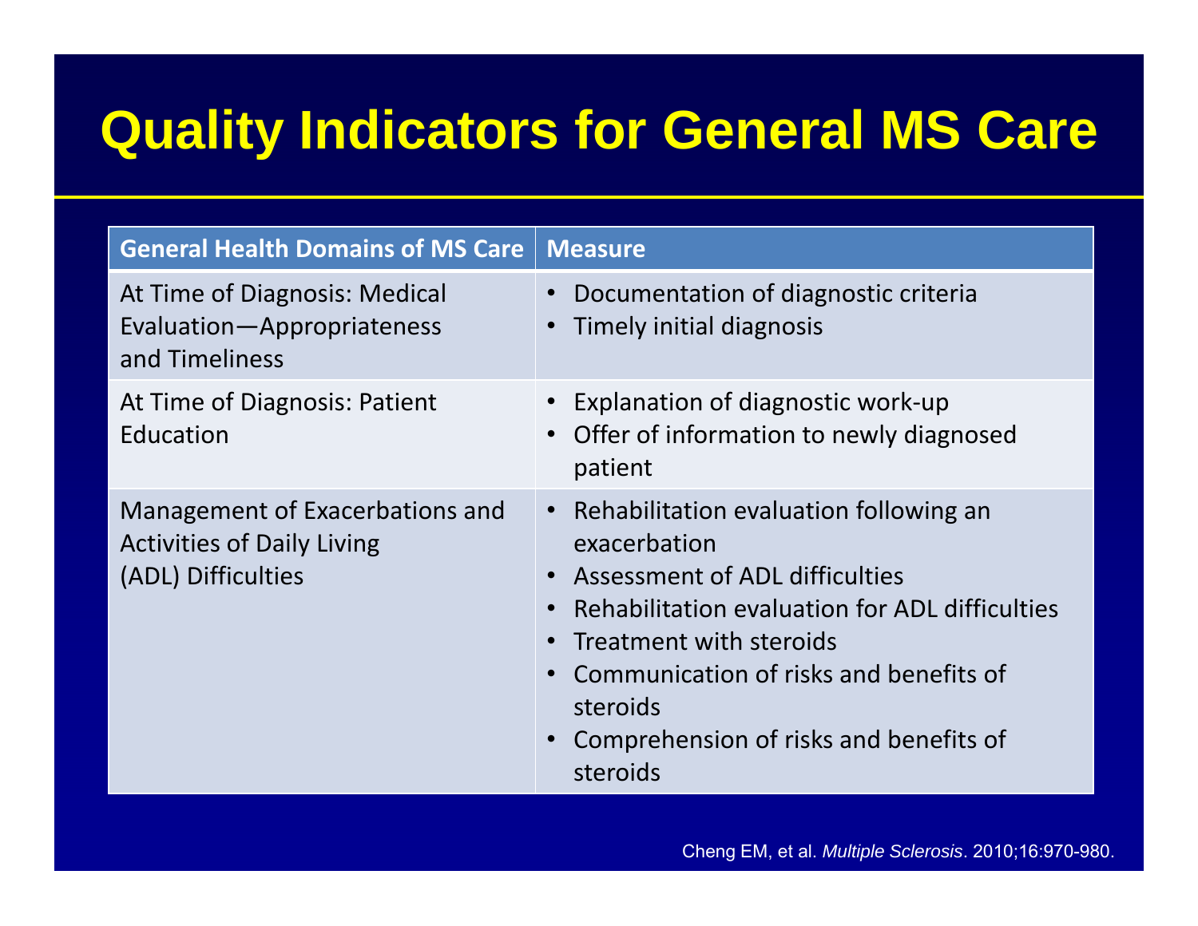# Quality Indicators for General MS Care

| General Health Domains of MS Care | Measure |
|---|---|
| At Time of Diagnosis: Medical Evaluation—Appropriateness and Timeliness | • Documentation of diagnostic criteria<br>• Timely initial diagnosis |
| At Time of Diagnosis: Patient Education | • Explanation of diagnostic work-up<br>• Offer of information to newly diagnosed patient |
| Management of Exacerbations and Activities of Daily Living (ADL) Difficulties | • Rehabilitation evaluation following an exacerbation<br>• Assessment of ADL difficulties<br>• Rehabilitation evaluation for ADL difficulties<br>• Treatment with steroids<br>• Communication of risks and benefits of steroids<br>• Comprehension of risks and benefits of steroids |

Cheng EM, et al. *Multiple Sclerosis*. 2010;16:970-980.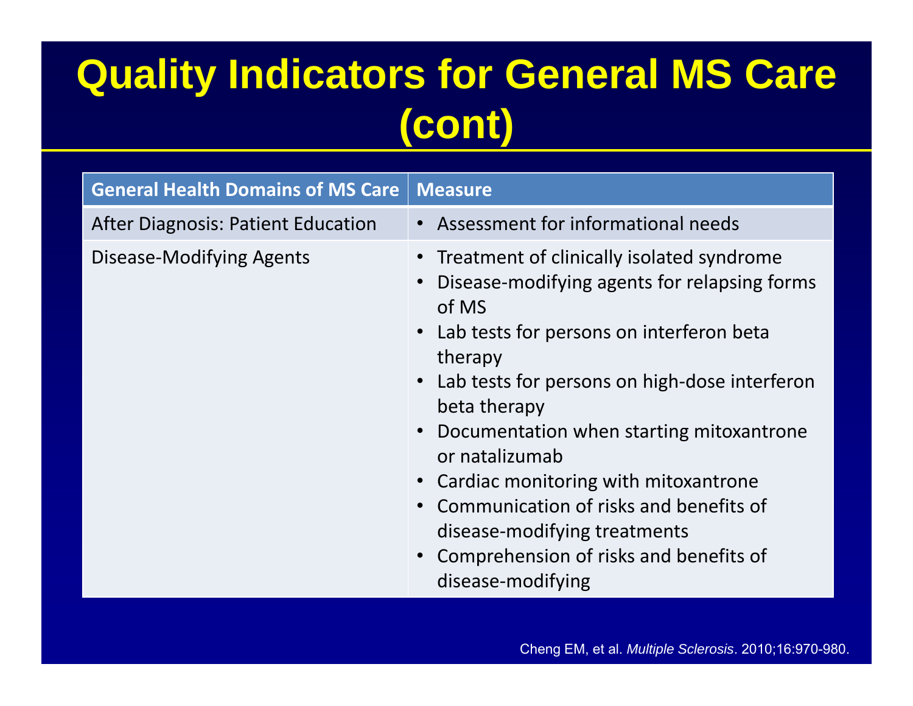# Quality Indicators for General MS Care (cont)

| General Health Domains of MS Care | Measure |
|---|---|
| After Diagnosis: Patient Education | • Assessment for informational needs |
| Disease-Modifying Agents | • Treatment of clinically isolated syndrome<br>• Disease-modifying agents for relapsing forms of MS<br>• Lab tests for persons on interferon beta therapy<br>• Lab tests for persons on high-dose interferon beta therapy<br>• Documentation when starting mitoxantrone or natalizumab<br>• Cardiac monitoring with mitoxantrone<br>• Communication of risks and benefits of disease-modifying treatments<br>• Comprehension of risks and benefits of disease-modifying |

Cheng EM, et al. *Multiple Sclerosis*. 2010;16:970-980.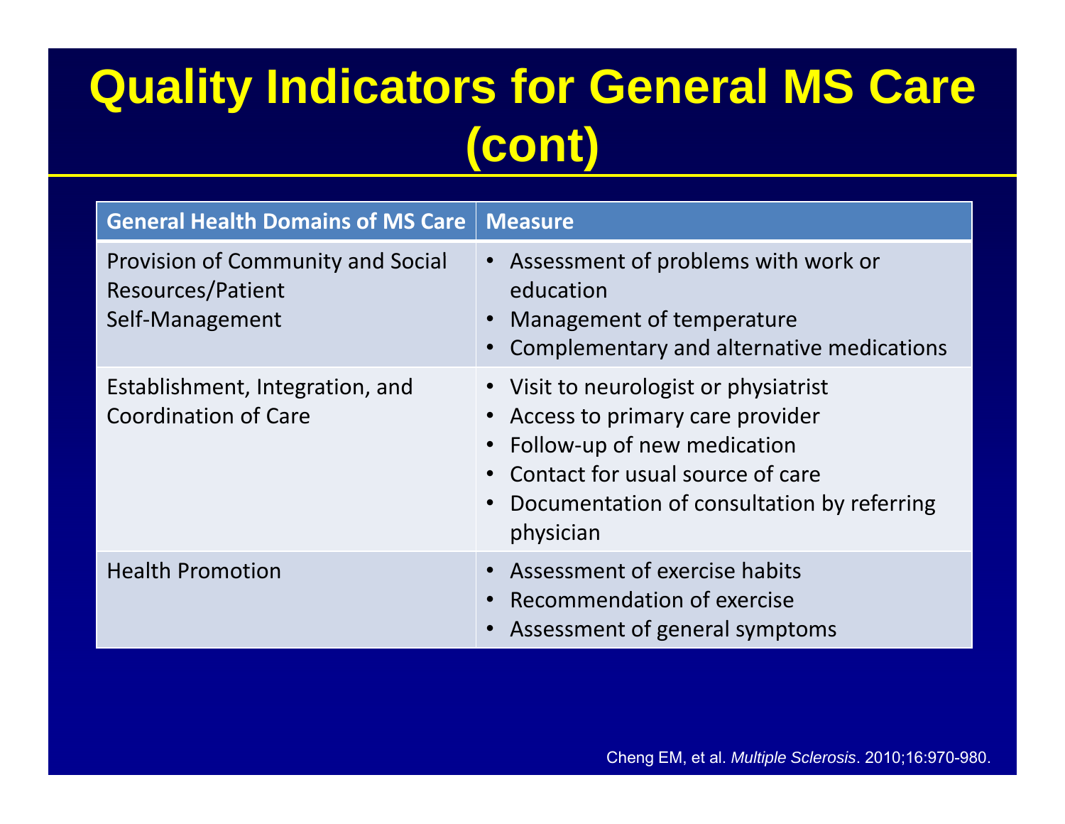# Quality Indicators for General MS Care (cont)

| General Health Domains of MS Care | Measure |
| --- | --- |
| Provision of Community and Social Resources/Patient Self-Management | • Assessment of problems with work or education<br>• Management of temperature<br>• Complementary and alternative medications |
| Establishment, Integration, and Coordination of Care | • Visit to neurologist or physiatrist<br>• Access to primary care provider<br>• Follow-up of new medication<br>• Contact for usual source of care<br>• Documentation of consultation by referring physician |
| Health Promotion | • Assessment of exercise habits<br>• Recommendation of exercise<br>• Assessment of general symptoms |

Cheng EM, et al. *Multiple Sclerosis*. 2010;16:970-980.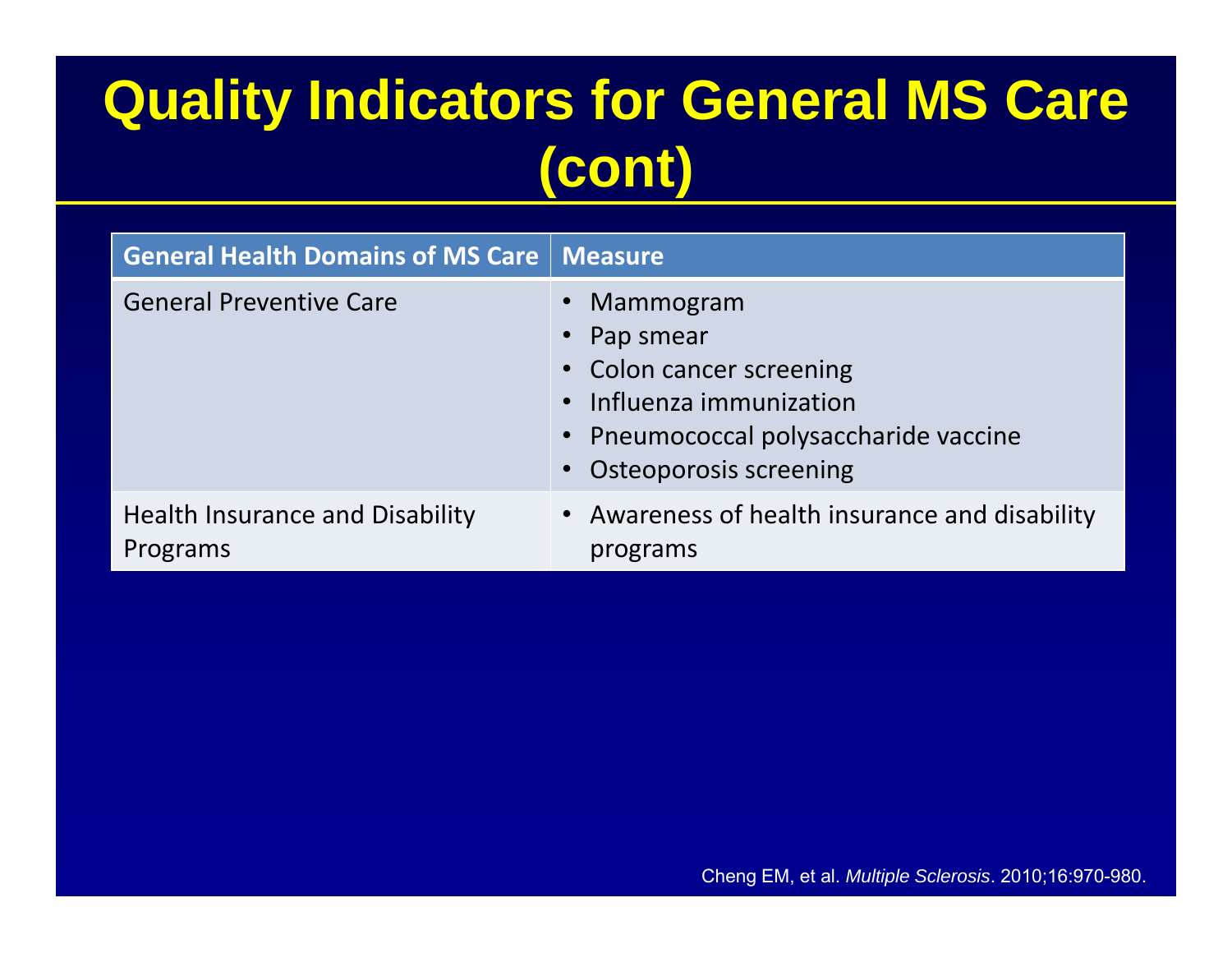# Quality Indicators for General MS Care (cont)

| General Health Domains of MS Care | Measure |
|---|---|
| General Preventive Care | • Mammogram<br>• Pap smear<br>• Colon cancer screening<br>• Influenza immunization<br>• Pneumococcal polysaccharide vaccine<br>• Osteoporosis screening |
| Health Insurance and Disability Programs | • Awareness of health insurance and disability programs |

Cheng EM, et al. *Multiple Sclerosis*. 2010;16:970-980.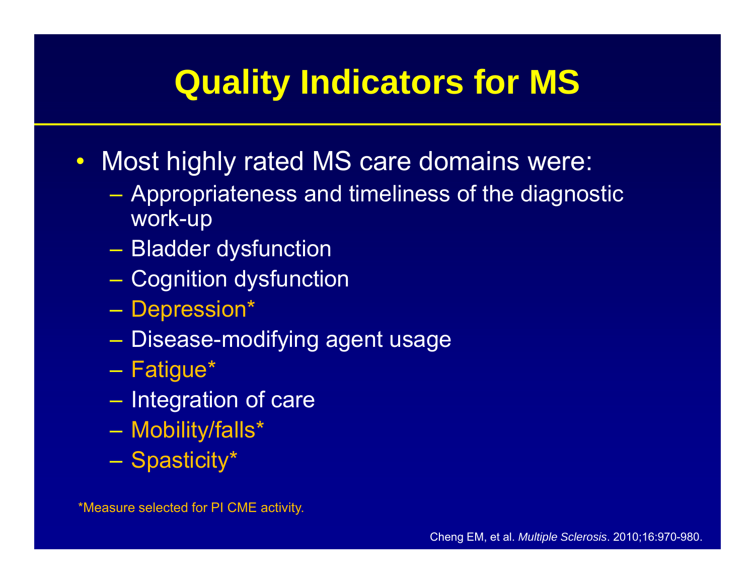# Quality Indicators for MS

- Most highly rated MS care domains were:
  - Appropriateness and timeliness of the diagnostic work-up
  - Bladder dysfunction
  - Cognition dysfunction
  - Depression*
  - Disease-modifying agent usage
  - Fatigue*
  - Integration of care
  - Mobility/falls*
  - Spasticity*

*Measure selected for PI CME activity.

Cheng EM, et al. *Multiple Sclerosis*. 2010;16:970-980.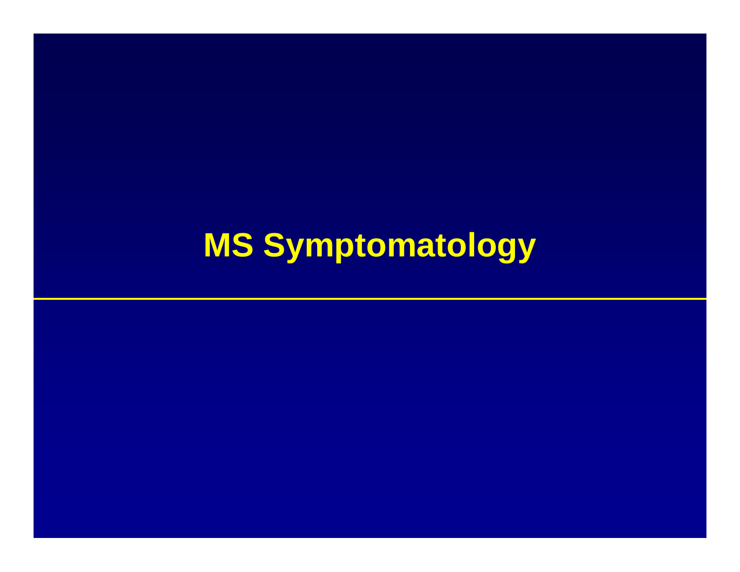# MS Symptomatology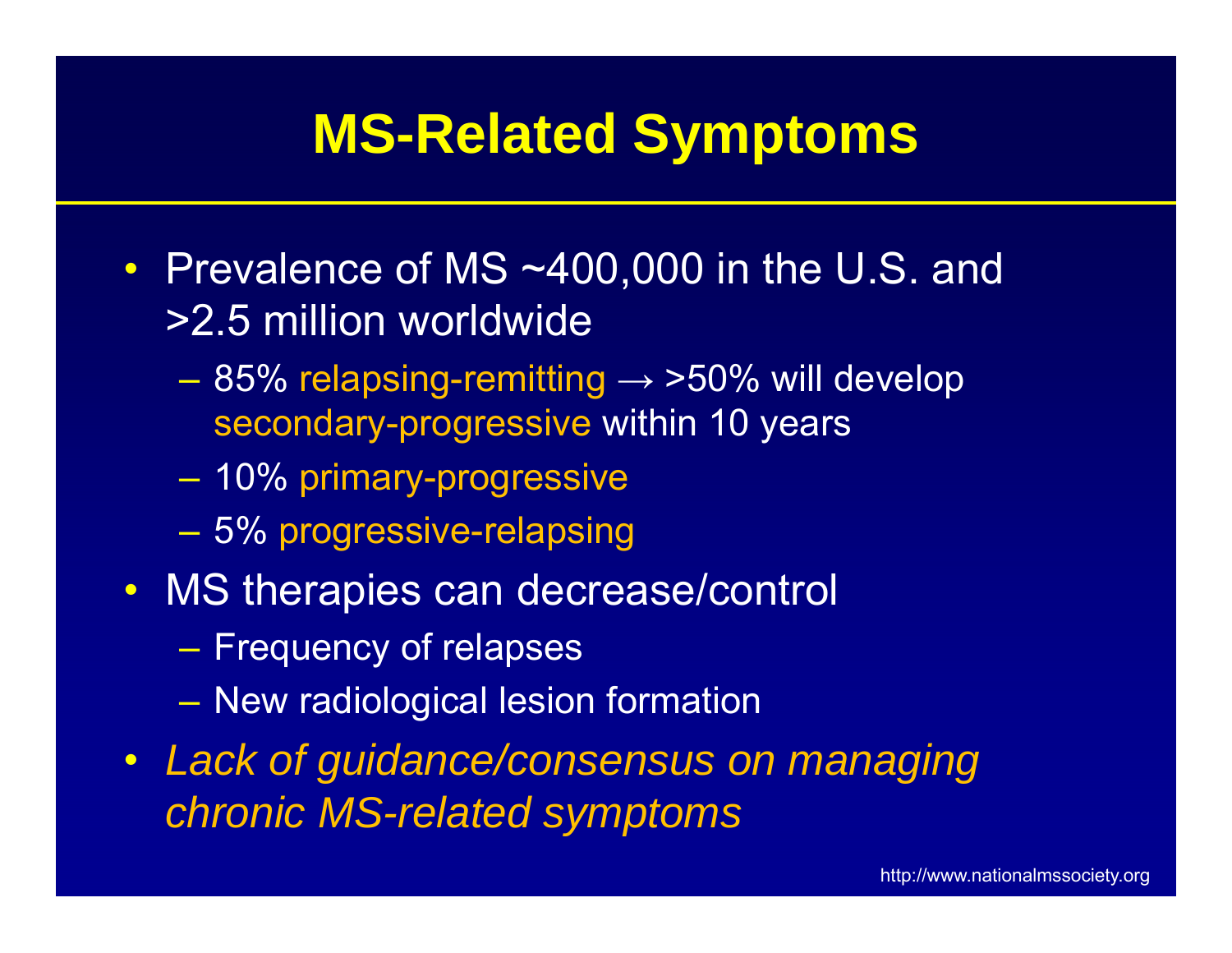# MS-Related Symptoms

- Prevalence of MS ~400,000 in the U.S. and >2.5 million worldwide
  - 85% relapsing-remitting → >50% will develop secondary-progressive within 10 years
  - 10% primary-progressive
  - 5% progressive-relapsing
- MS therapies can decrease/control
  - Frequency of relapses
  - New radiological lesion formation
- *Lack of guidance/consensus on managing chronic MS-related symptoms*

http://www.nationalmssociety.org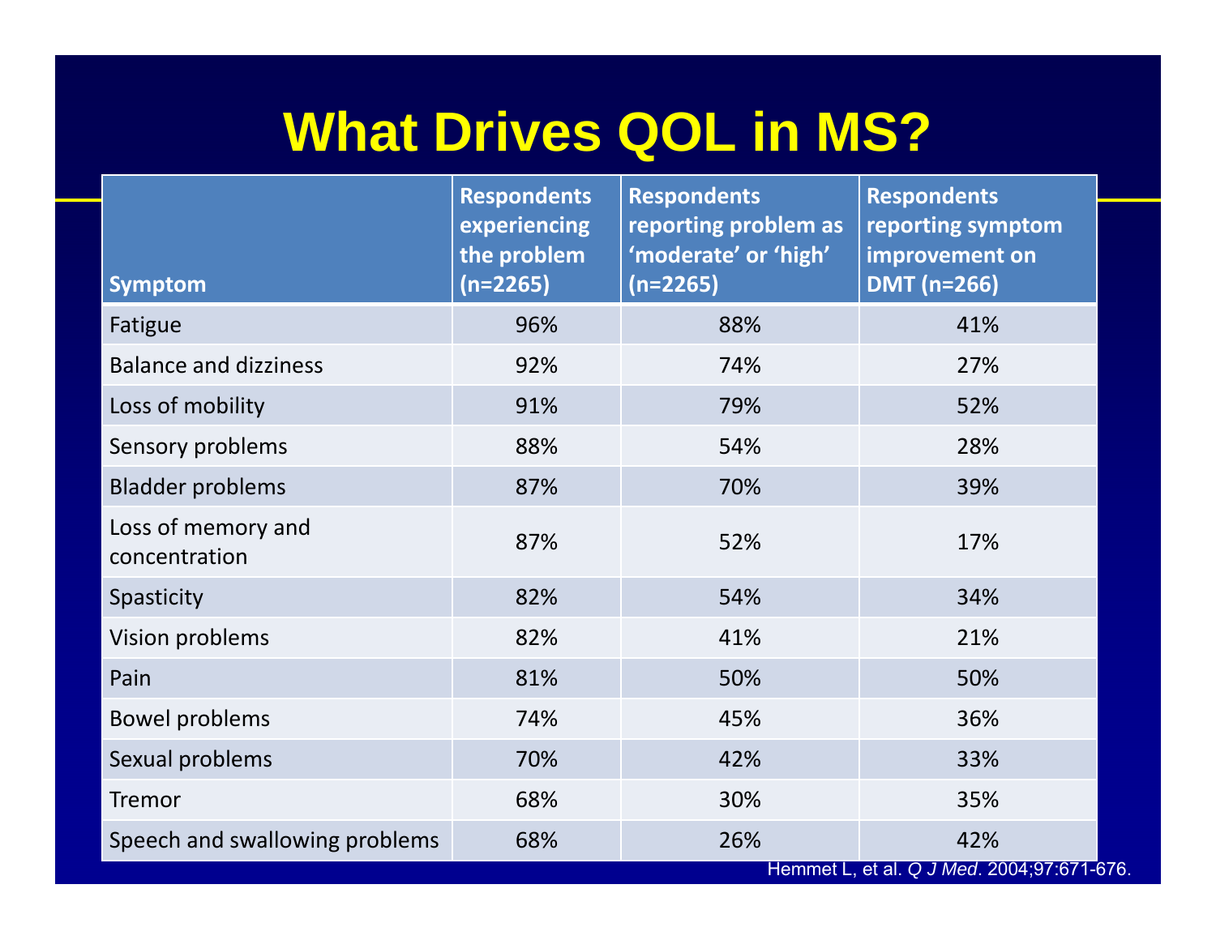# What Drives QOL in MS?

| Symptom | Respondents experiencing the problem (n=2265) | Respondents reporting problem as 'moderate' or 'high' (n=2265) | Respondents reporting symptom improvement on DMT (n=266) |
|---|---|---|---|
| Fatigue | 96% | 88% | 41% |
| Balance and dizziness | 92% | 74% | 27% |
| Loss of mobility | 91% | 79% | 52% |
| Sensory problems | 88% | 54% | 28% |
| Bladder problems | 87% | 70% | 39% |
| Loss of memory and concentration | 87% | 52% | 17% |
| Spasticity | 82% | 54% | 34% |
| Vision problems | 82% | 41% | 21% |
| Pain | 81% | 50% | 50% |
| Bowel problems | 74% | 45% | 36% |
| Sexual problems | 70% | 42% | 33% |
| Tremor | 68% | 30% | 35% |
| Speech and swallowing problems | 68% | 26% | 42% |

Hemmet L, et al. *Q J Med*. 2004;97:671-676.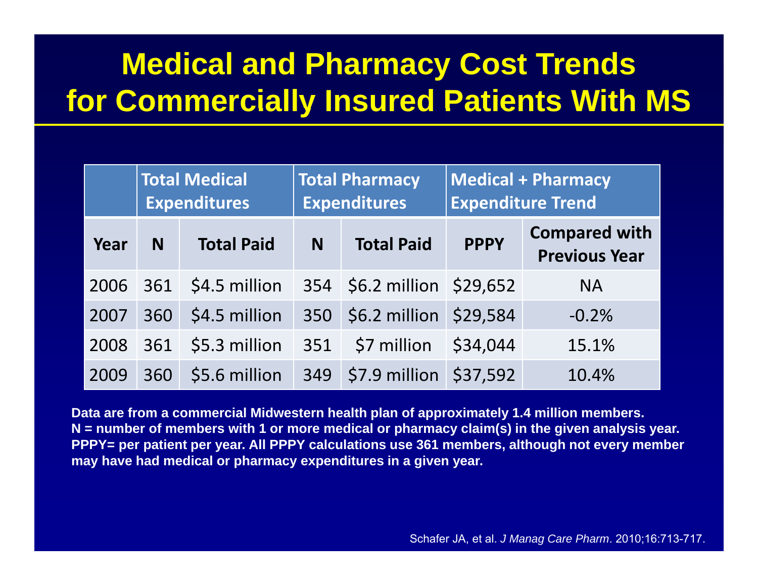# Medical and Pharmacy Cost Trends for Commercially Insured Patients With MS

| | Total Medical Expenditures | | Total Pharmacy Expenditures | | Medical + Pharmacy Expenditure Trend | |
|---|---|---|---|---|---|---|
| **Year** | **N** | **Total Paid** | **N** | **Total Paid** | **PPPY** | **Compared with Previous Year** |
| 2006 | 361 | $4.5 million | 354 | $6.2 million | $29,652 | NA |
| 2007 | 360 | $4.5 million | 350 | $6.2 million | $29,584 | -0.2% |
| 2008 | 361 | $5.3 million | 351 | $7 million | $34,044 | 15.1% |
| 2009 | 360 | $5.6 million | 349 | $7.9 million | $37,592 | 10.4% |

**Data are from a commercial Midwestern health plan of approximately 1.4 million members.**
**N = number of members with 1 or more medical or pharmacy claim(s) in the given analysis year.**
**PPPY= per patient per year. All PPPY calculations use 361 members, although not every member may have had medical or pharmacy expenditures in a given year.**

Schafer JA, et al. *J Manag Care Pharm*. 2010;16:713-717.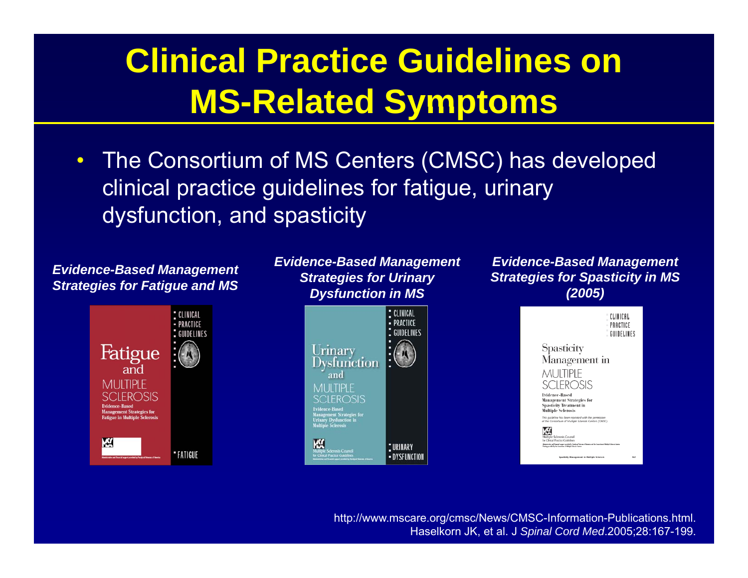# Clinical Practice Guidelines on MS-Related Symptoms

- The Consortium of MS Centers (CMSC) has developed clinical practice guidelines for fatigue, urinary dysfunction, and spasticity

***Evidence-Based Management Strategies for Fatigue and MS***

***Evidence-Based Management Strategies for Urinary Dysfunction in MS***

***Evidence-Based Management Strategies for Spasticity in MS (2005)***

http://www.mscare.org/cmsc/News/CMSC-Information-Publications.html.
Haselkorn JK, et al. J *Spinal Cord Med*.2005;28:167-199.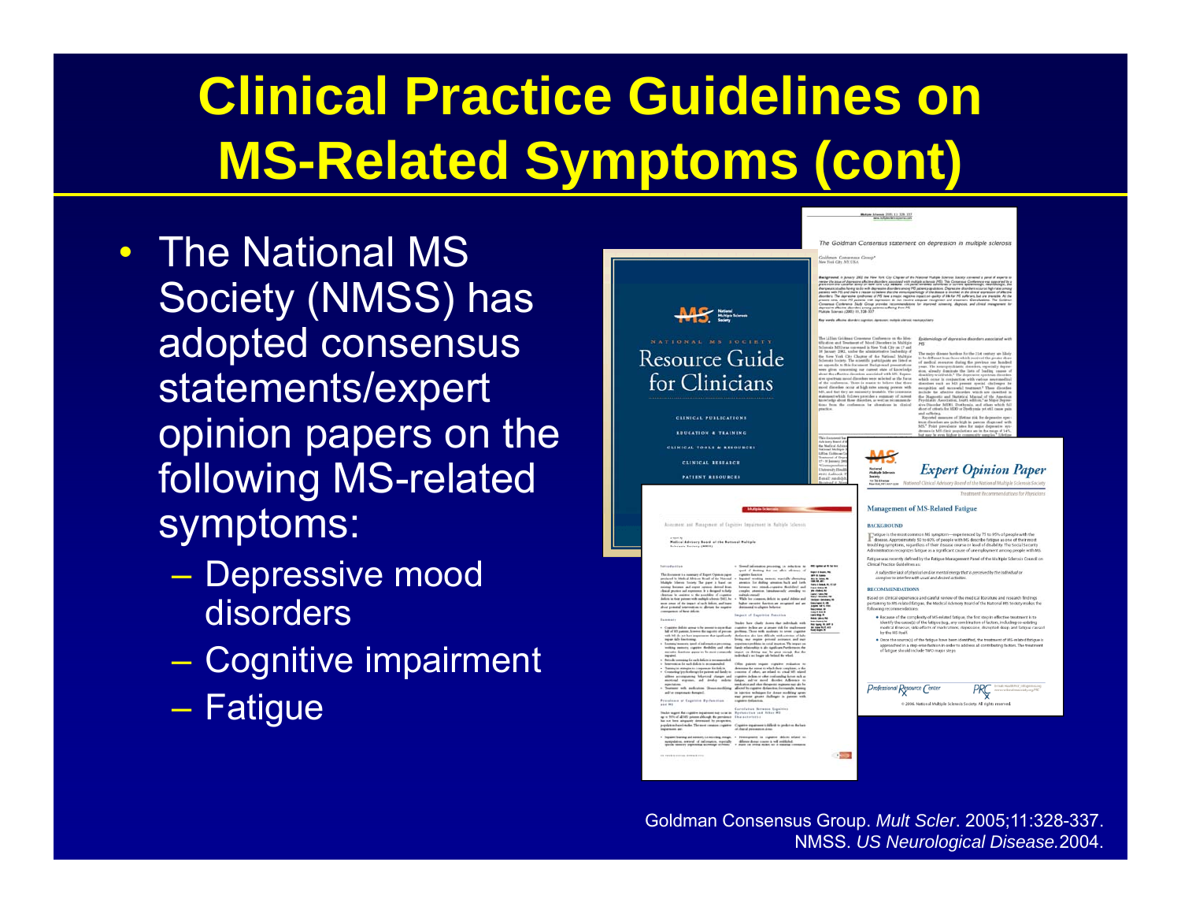# Clinical Practice Guidelines on MS-Related Symptoms (cont)

- The National MS Society (NMSS) has adopted consensus statements/expert opinion papers on the following MS-related symptoms:
  - Depressive mood disorders
  - Cognitive impairment
  - Fatigue

Goldman Consensus Group. *Mult Scler*. 2005;11:328-337.
NMSS. *US Neurological Disease*.2004.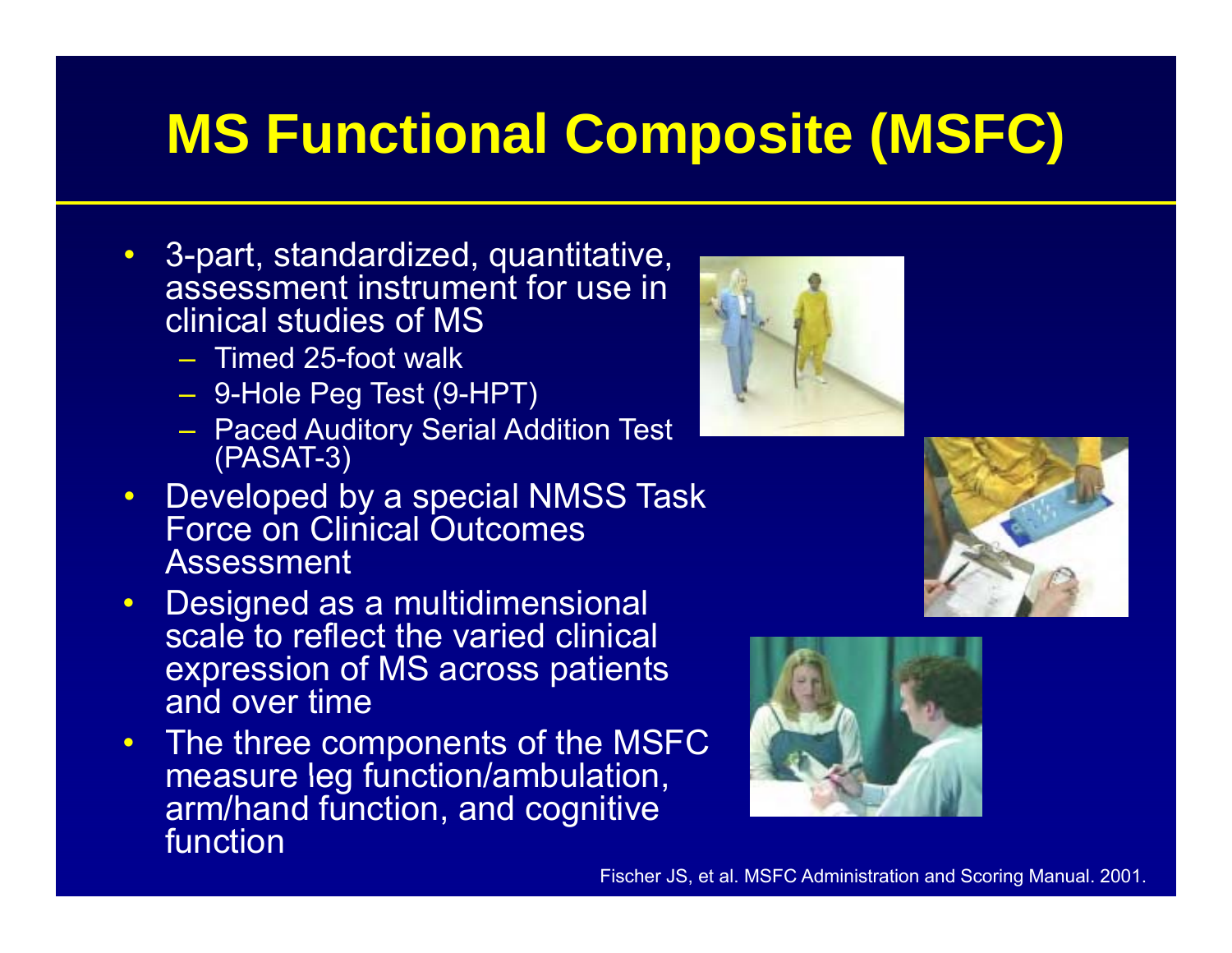# MS Functional Composite (MSFC)

- 3-part, standardized, quantitative, assessment instrument for use in clinical studies of MS
  - Timed 25-foot walk
  - 9-Hole Peg Test (9-HPT)
  - Paced Auditory Serial Addition Test (PASAT-3)
- Developed by a special NMSS Task Force on Clinical Outcomes Assessment
- Designed as a multidimensional scale to reflect the varied clinical expression of MS across patients and over time
- The three components of the MSFC measure leg function/ambulation, arm/hand function, and cognitive function

Fischer JS, et al. MSFC Administration and Scoring Manual. 2001.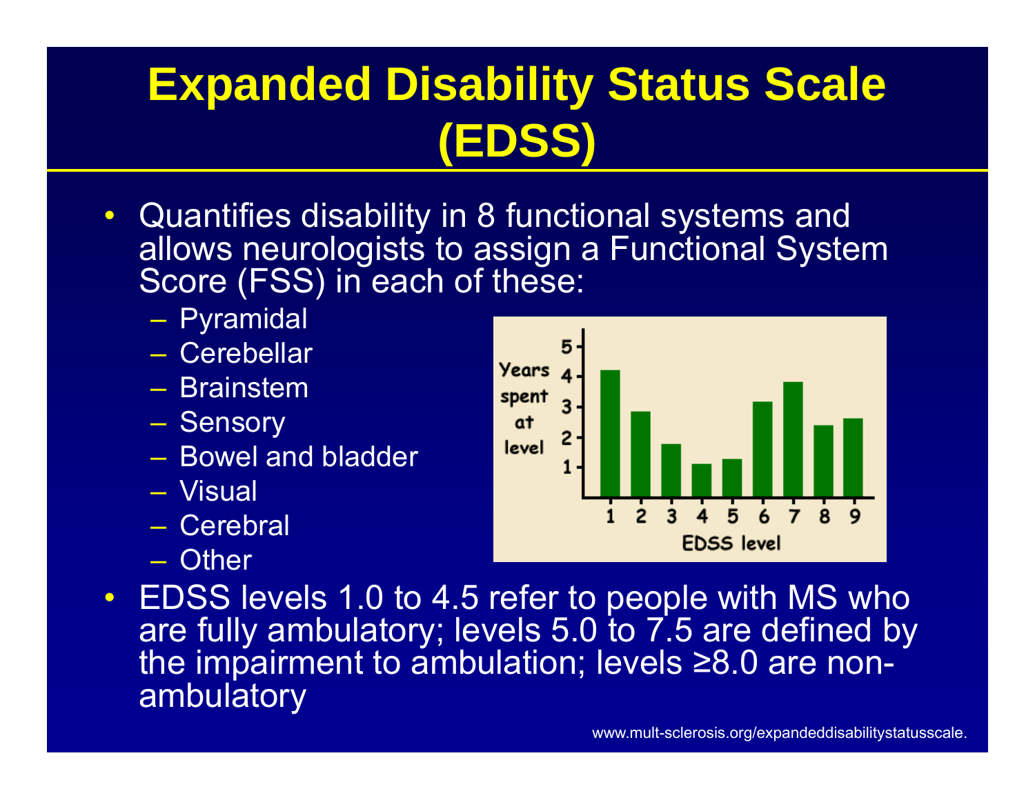# Expanded Disability Status Scale (EDSS)

- Quantifies disability in 8 functional systems and allows neurologists to assign a Functional System Score (FSS) in each of these:
  - Pyramidal
  - Cerebellar
  - Brainstem
  - Sensory
  - Bowel and bladder
  - Visual
  - Cerebral
  - Other
- EDSS levels 1.0 to 4.5 refer to people with MS who are fully ambulatory; levels 5.0 to 7.5 are defined by the impairment to ambulation; levels ≥8.0 are non-ambulatory

www.mult-sclerosis.org/expandeddisabilitystatusscale.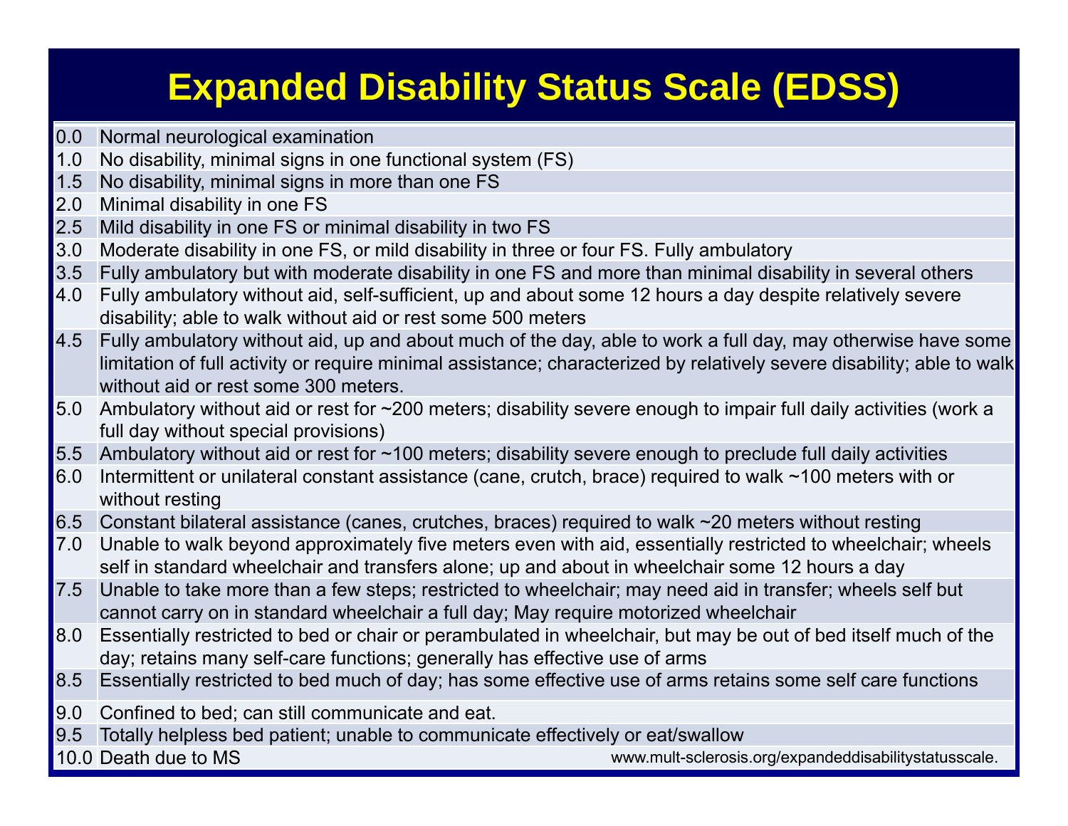# Expanded Disability Status Scale (EDSS)

| | |
|---|---|
| 0.0 | Normal neurological examination |
| 1.0 | No disability, minimal signs in one functional system (FS) |
| 1.5 | No disability, minimal signs in more than one FS |
| 2.0 | Minimal disability in one FS |
| 2.5 | Mild disability in one FS or minimal disability in two FS |
| 3.0 | Moderate disability in one FS, or mild disability in three or four FS. Fully ambulatory |
| 3.5 | Fully ambulatory but with moderate disability in one FS and more than minimal disability in several others |
| 4.0 | Fully ambulatory without aid, self-sufficient, up and about some 12 hours a day despite relatively severe disability; able to walk without aid or rest some 500 meters |
| 4.5 | Fully ambulatory without aid, up and about much of the day, able to work a full day, may otherwise have some limitation of full activity or require minimal assistance; characterized by relatively severe disability; able to walk without aid or rest some 300 meters. |
| 5.0 | Ambulatory without aid or rest for ~200 meters; disability severe enough to impair full daily activities (work a full day without special provisions) |
| 5.5 | Ambulatory without aid or rest for ~100 meters; disability severe enough to preclude full daily activities |
| 6.0 | Intermittent or unilateral constant assistance (cane, crutch, brace) required to walk ~100 meters with or without resting |
| 6.5 | Constant bilateral assistance (canes, crutches, braces) required to walk ~20 meters without resting |
| 7.0 | Unable to walk beyond approximately five meters even with aid, essentially restricted to wheelchair; wheels self in standard wheelchair and transfers alone; up and about in wheelchair some 12 hours a day |
| 7.5 | Unable to take more than a few steps; restricted to wheelchair; may need aid in transfer; wheels self but cannot carry on in standard wheelchair a full day; May require motorized wheelchair |
| 8.0 | Essentially restricted to bed or chair or perambulated in wheelchair, but may be out of bed itself much of the day; retains many self-care functions; generally has effective use of arms |
| 8.5 | Essentially restricted to bed much of day; has some effective use of arms retains some self care functions |
| 9.0 | Confined to bed; can still communicate and eat. |
| 9.5 | Totally helpless bed patient; unable to communicate effectively or eat/swallow |
| 10.0 | Death due to MS |

www.mult-sclerosis.org/expandeddisabilitystatusscale.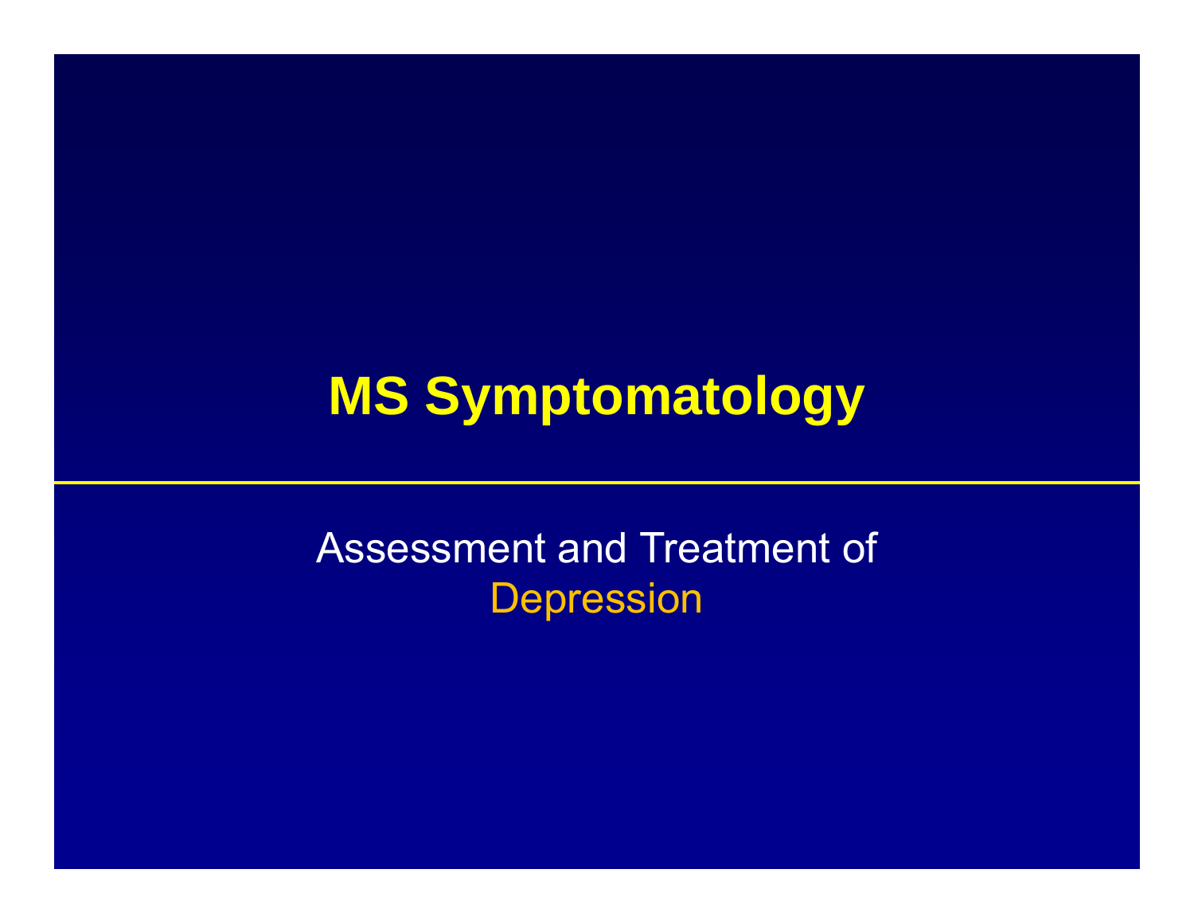# MS Symptomatology

Assessment and Treatment of Depression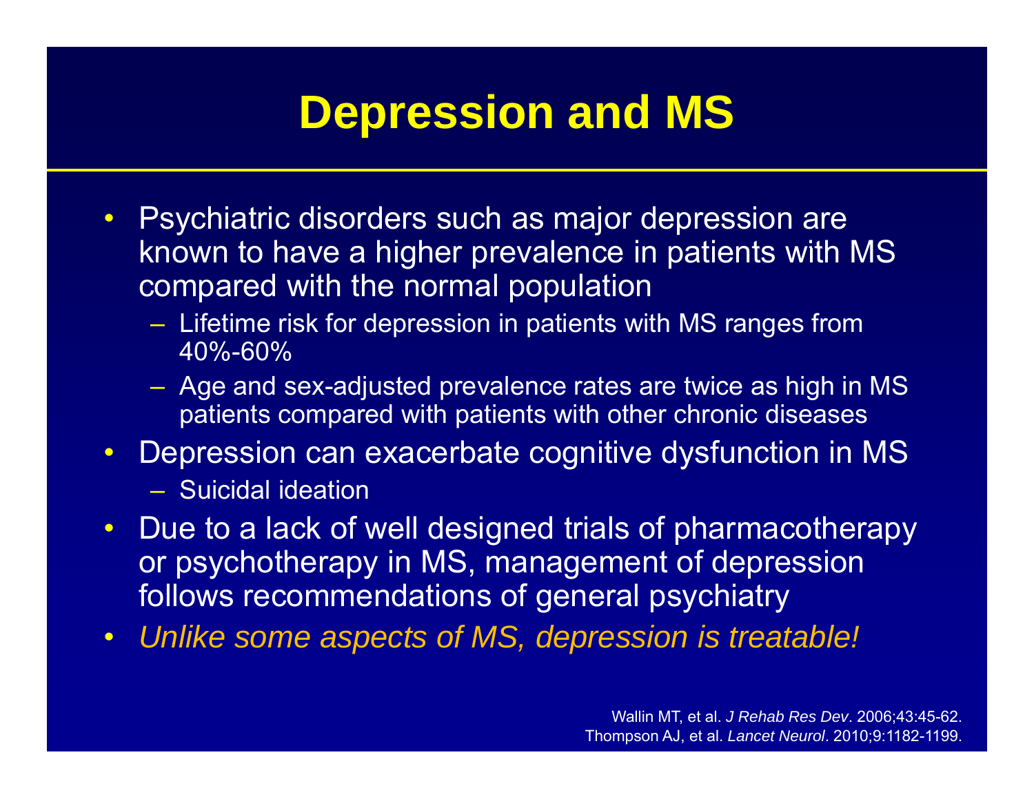# Depression and MS

- Psychiatric disorders such as major depression are known to have a higher prevalence in patients with MS compared with the normal population
  - Lifetime risk for depression in patients with MS ranges from 40%-60%
  - Age and sex-adjusted prevalence rates are twice as high in MS patients compared with patients with other chronic diseases
- Depression can exacerbate cognitive dysfunction in MS
  - Suicidal ideation
- Due to a lack of well designed trials of pharmacotherapy or psychotherapy in MS, management of depression follows recommendations of general psychiatry
- *Unlike some aspects of MS, depression is treatable!*

Wallin MT, et al. *J Rehab Res Dev*. 2006;43:45-62.
Thompson AJ, et al. *Lancet Neurol*. 2010;9:1182-1199.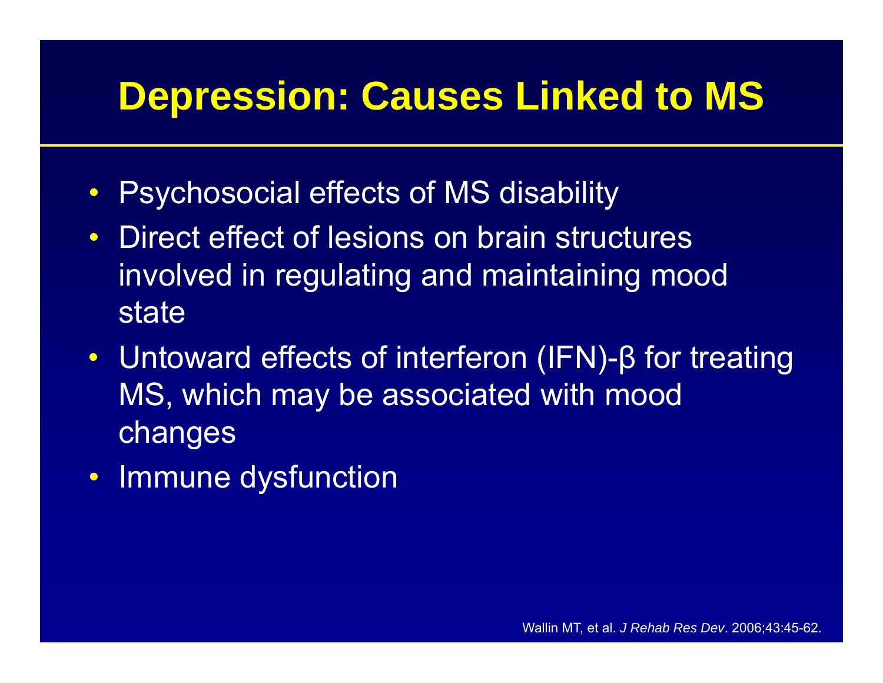# Depression: Causes Linked to MS

- Psychosocial effects of MS disability
- Direct effect of lesions on brain structures involved in regulating and maintaining mood state
- Untoward effects of interferon (IFN)-β for treating MS, which may be associated with mood changes
- Immune dysfunction

Wallin MT, et al. *J Rehab Res Dev*. 2006;43:45-62.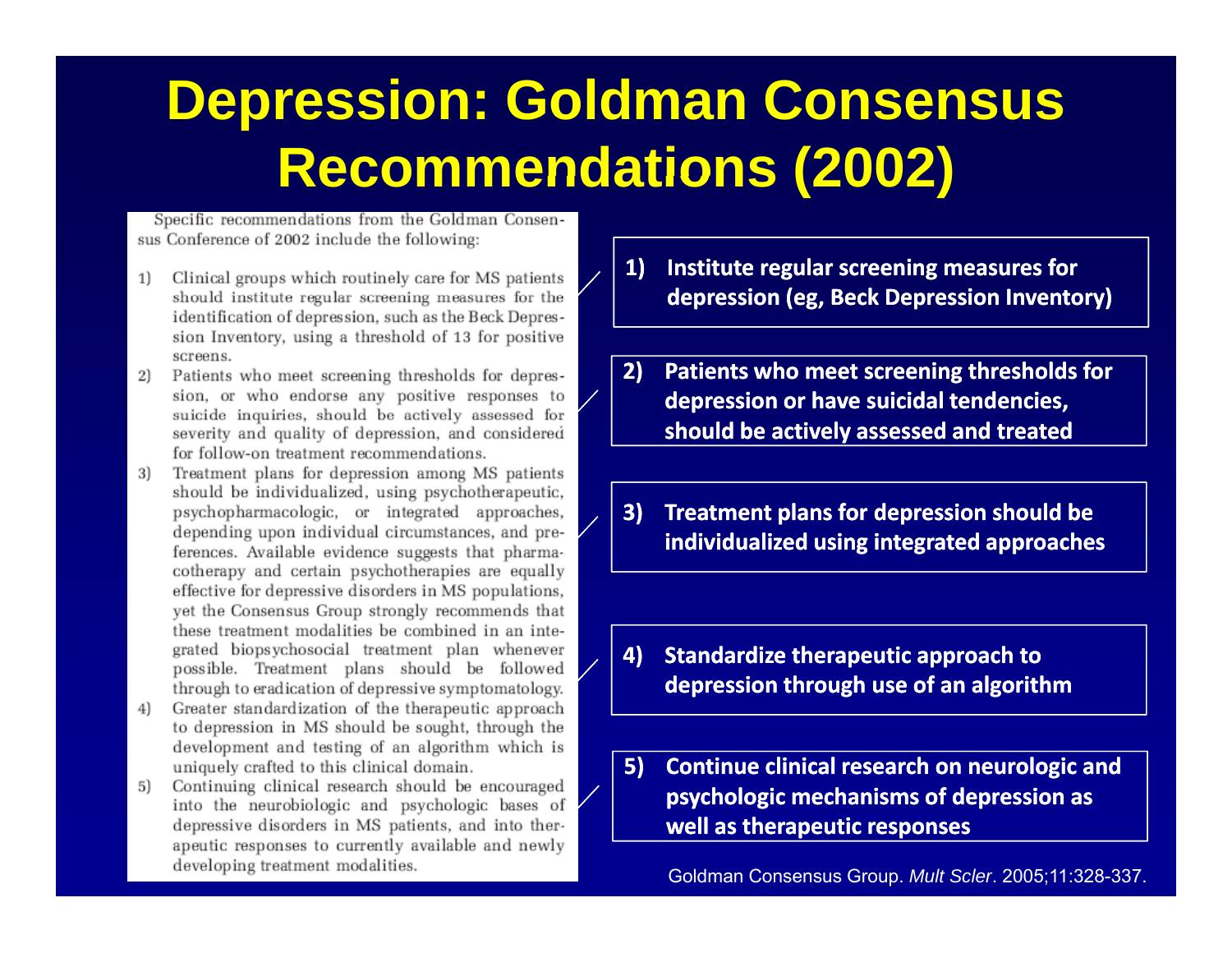# Depression: Goldman Consensus Recommendations (2002)

Specific recommendations from the Goldman Consensus Conference of 2002 include the following:

1) Clinical groups which routinely care for MS patients should institute regular screening measures for the identification of depression, such as the Beck Depression Inventory, using a threshold of 13 for positive screens.
2) Patients who meet screening thresholds for depression, or who endorse any positive responses to suicide inquiries, should be actively assessed for severity and quality of depression, and considered for follow-on treatment recommendations.
3) Treatment plans for depression among MS patients should be individualized, using psychotherapeutic, psychopharmacologic, or integrated approaches, depending upon individual circumstances, and preferences. Available evidence suggests that pharmacotherapy and certain psychotherapies are equally effective for depressive disorders in MS populations, yet the Consensus Group strongly recommends that these treatment modalities be combined in an integrated biopsychosocial treatment plan whenever possible. Treatment plans should be followed through to eradication of depressive symptomatology.
4) Greater standardization of the therapeutic approach to depression in MS should be sought, through the development and testing of an algorithm which is uniquely crafted to this clinical domain.
5) Continuing clinical research should be encouraged into the neurobiologic and psychologic bases of depressive disorders in MS patients, and into therapeutic responses to currently available and newly developing treatment modalities.

**1) Institute regular screening measures for depression (eg, Beck Depression Inventory)**

**2) Patients who meet screening thresholds for depression or have suicidal tendencies, should be actively assessed and treated**

**3) Treatment plans for depression should be individualized using integrated approaches**

**4) Standardize therapeutic approach to depression through use of an algorithm**

**5) Continue clinical research on neurologic and psychologic mechanisms of depression as well as therapeutic responses**

Goldman Consensus Group. *Mult Scler*. 2005;11:328-337.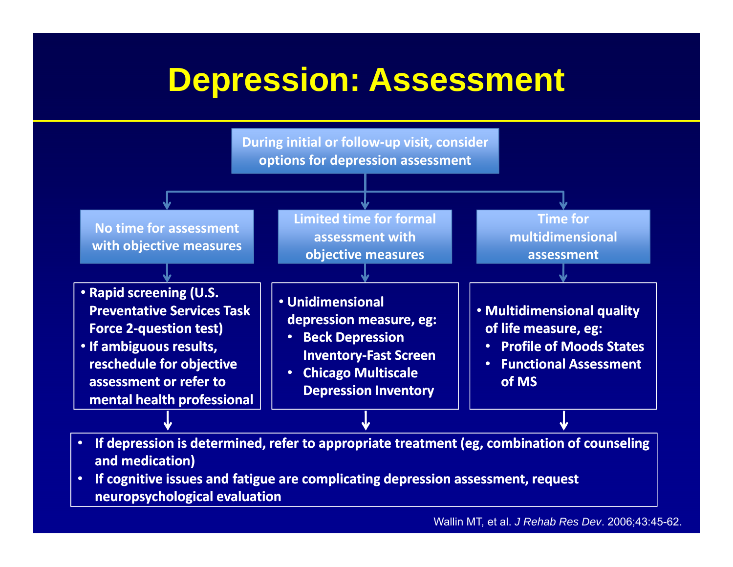# Depression: Assessment

**During initial or follow-up visit, consider options for depression assessment**

**No time for assessment with objective measures**

- Rapid screening (U.S. Preventative Services Task Force 2-question test)
- If ambiguous results, reschedule for objective assessment or refer to mental health professional

**Limited time for formal assessment with objective measures**

- Unidimensional depression measure, eg:
  - Beck Depression Inventory-Fast Screen
  - Chicago Multiscale Depression Inventory

**Time for multidimensional assessment**

- Multidimensional quality of life measure, eg:
  - Profile of Moods States
  - Functional Assessment of MS

---

- If depression is determined, refer to appropriate treatment (eg, combination of counseling and medication)
- If cognitive issues and fatigue are complicating depression assessment, request neuropsychological evaluation

Wallin MT, et al. *J Rehab Res Dev*. 2006;43:45-62.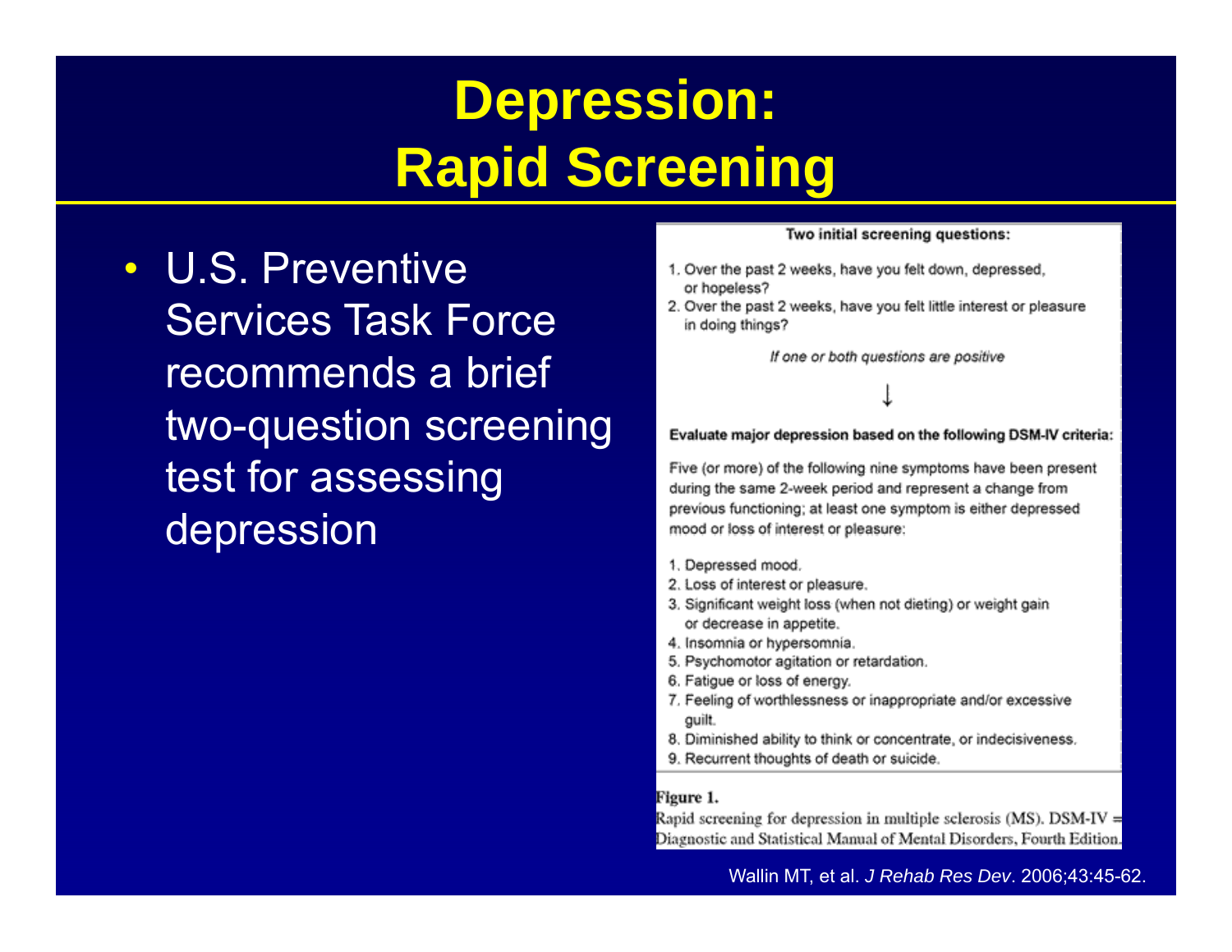# Depression: Rapid Screening

- U.S. Preventive Services Task Force recommends a brief two-question screening test for assessing depression

**Two initial screening questions:**

1. Over the past 2 weeks, have you felt down, depressed, or hopeless?
2. Over the past 2 weeks, have you felt little interest or pleasure in doing things?

*If one or both questions are positive*

↓

**Evaluate major depression based on the following DSM-IV criteria:**

Five (or more) of the following nine symptoms have been present during the same 2-week period and represent a change from previous functioning; at least one symptom is either depressed mood or loss of interest or pleasure:

1. Depressed mood.
2. Loss of interest or pleasure.
3. Significant weight loss (when not dieting) or weight gain or decrease in appetite.
4. Insomnia or hypersomnia.
5. Psychomotor agitation or retardation.
6. Fatigue or loss of energy.
7. Feeling of worthlessness or inappropriate and/or excessive guilt.
8. Diminished ability to think or concentrate, or indecisiveness.
9. Recurrent thoughts of death or suicide.

**Figure 1.**
Rapid screening for depression in multiple sclerosis (MS). DSM-IV = Diagnostic and Statistical Manual of Mental Disorders, Fourth Edition.

Wallin MT, et al. *J Rehab Res Dev*. 2006;43:45-62.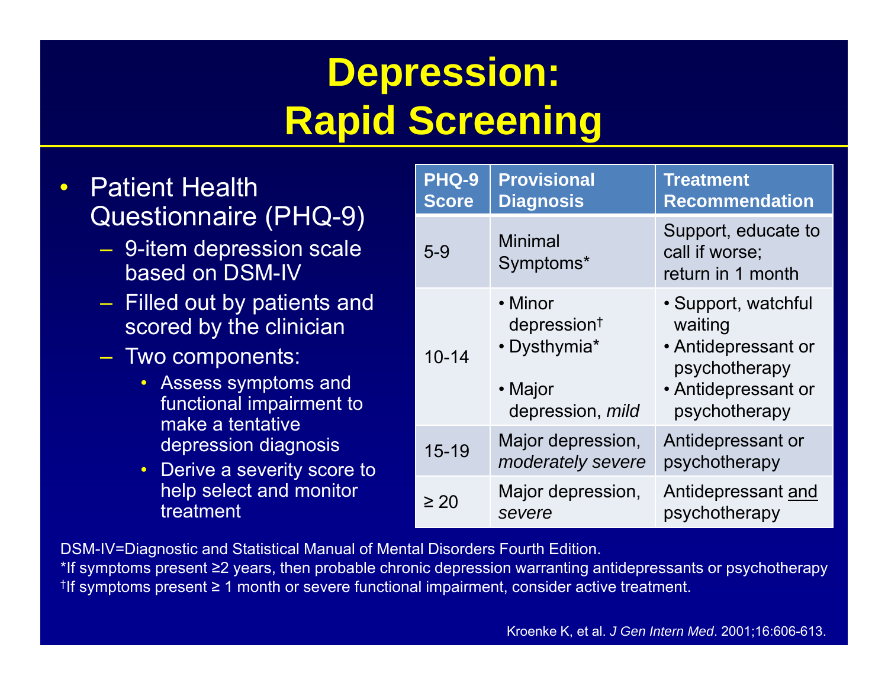# Depression: Rapid Screening

- Patient Health Questionnaire (PHQ-9)
  - 9-item depression scale based on DSM-IV
  - Filled out by patients and scored by the clinician
  - Two components:
    - Assess symptoms and functional impairment to make a tentative depression diagnosis
    - Derive a severity score to help select and monitor treatment

| PHQ-9 Score | Provisional Diagnosis | Treatment Recommendation |
|---|---|---|
| 5-9 | Minimal Symptoms* | Support, educate to call if worse; return in 1 month |
| 10-14 | • Minor depression† | • Support, watchful waiting |
| | • Dysthymia* | • Antidepressant or psychotherapy |
| | • Major depression, *mild* | • Antidepressant or psychotherapy |
| 15-19 | Major depression, *moderately severe* | Antidepressant or psychotherapy |
| ≥ 20 | Major depression, *severe* | Antidepressant and psychotherapy |

DSM-IV=Diagnostic and Statistical Manual of Mental Disorders Fourth Edition.

*If symptoms present ≥2 years, then probable chronic depression warranting antidepressants or psychotherapy

†If symptoms present ≥ 1 month or severe functional impairment, consider active treatment.

Kroenke K, et al. *J Gen Intern Med*. 2001;16:606-613.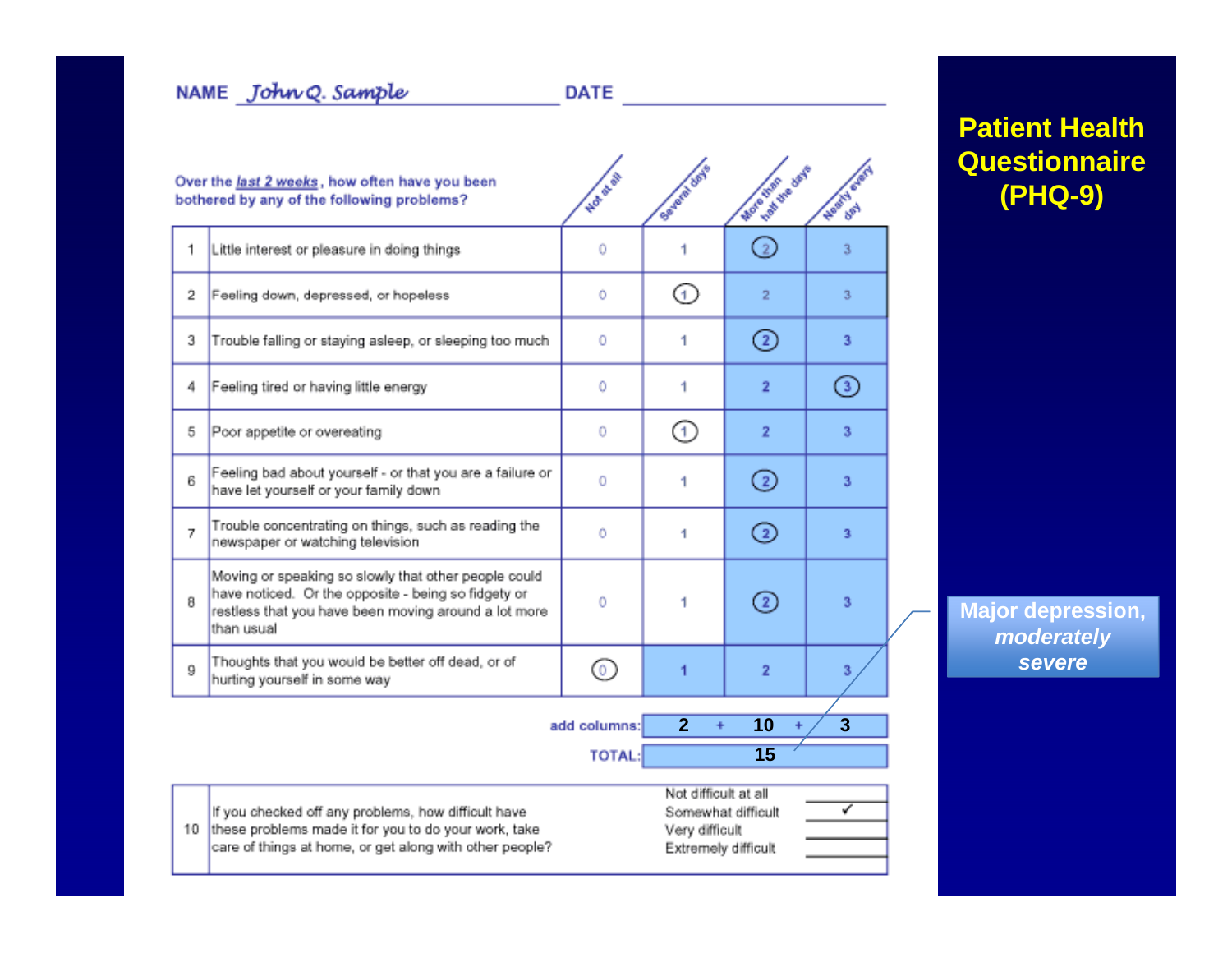# Patient Health Questionnaire (PHQ-9)

NAME *John Q. Sample* DATE

Over the *last 2 weeks*, how often have you been bothered by any of the following problems?

| # | Problem | Not at all | Several days | More than half the days | Nearly every day |
|---|---|---|---|---|---|
| 1 | Little interest or pleasure in doing things | 0 | 1 | (2) | 3 |
| 2 | Feeling down, depressed, or hopeless | 0 | (1) | 2 | 3 |
| 3 | Trouble falling or staying asleep, or sleeping too much | 0 | 1 | (2) | 3 |
| 4 | Feeling tired or having little energy | 0 | 1 | 2 | (3) |
| 5 | Poor appetite or overeating | 0 | (1) | 2 | 3 |
| 6 | Feeling bad about yourself - or that you are a failure or have let yourself or your family down | 0 | 1 | (2) | 3 |
| 7 | Trouble concentrating on things, such as reading the newspaper or watching television | 0 | 1 | (2) | 3 |
| 8 | Moving or speaking so slowly that other people could have noticed. Or the opposite - being so fidgety or restless that you have been moving around a lot more than usual | 0 | 1 | (2) | 3 |
| 9 | Thoughts that you would be better off dead, or of hurting yourself in some way | (0) | 1 | 2 | 3 |
| | add columns: | | 2 | + 10 | + 3 |
| | TOTAL: | | | 15 | |

| # | Question | Response | |
|---|---|---|---|
| 10 | If you checked off any problems, how difficult have these problems made it for you to do your work, take care of things at home, or get along with other people? | Not difficult at all | |
| | | Somewhat difficult | ✓ |
| | | Very difficult | |
| | | Extremely difficult | |

**Major depression, *moderately severe***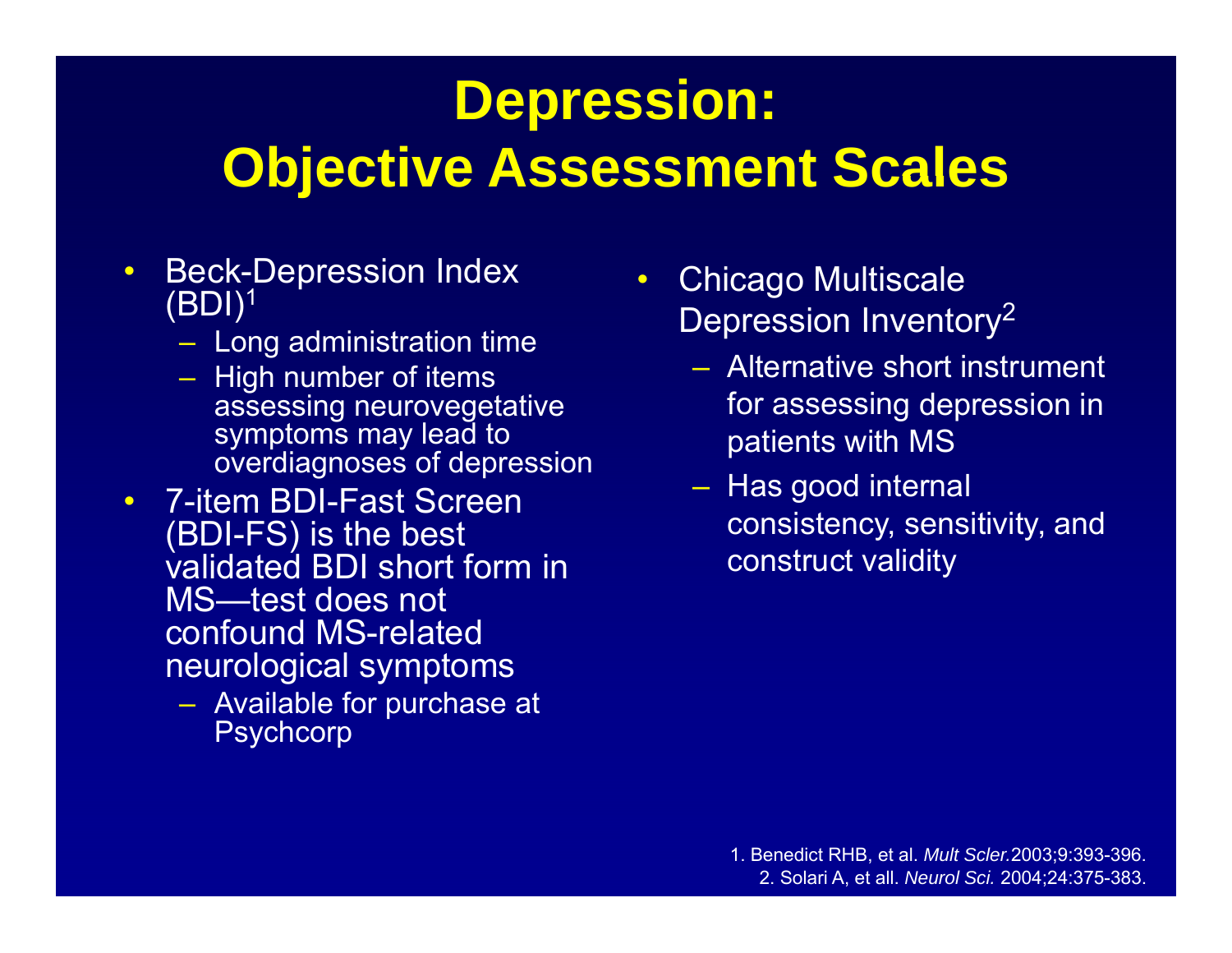# Depression: Objective Assessment Scales

- Beck-Depression Index (BDI)[1]
  - Long administration time
  - High number of items assessing neurovegetative symptoms may lead to overdiagnoses of depression
- 7-item BDI-Fast Screen (BDI-FS) is the best validated BDI short form in MS—test does not confound MS-related neurological symptoms
  - Available for purchase at Psychcorp
- Chicago Multiscale Depression Inventory[2]
  - Alternative short instrument for assessing depression in patients with MS
  - Has good internal consistency, sensitivity, and construct validity

1. Benedict RHB, et al. *Mult Scler.* 2003;9:393-396.
2. Solari A, et all. *Neurol Sci.* 2004;24:375-383.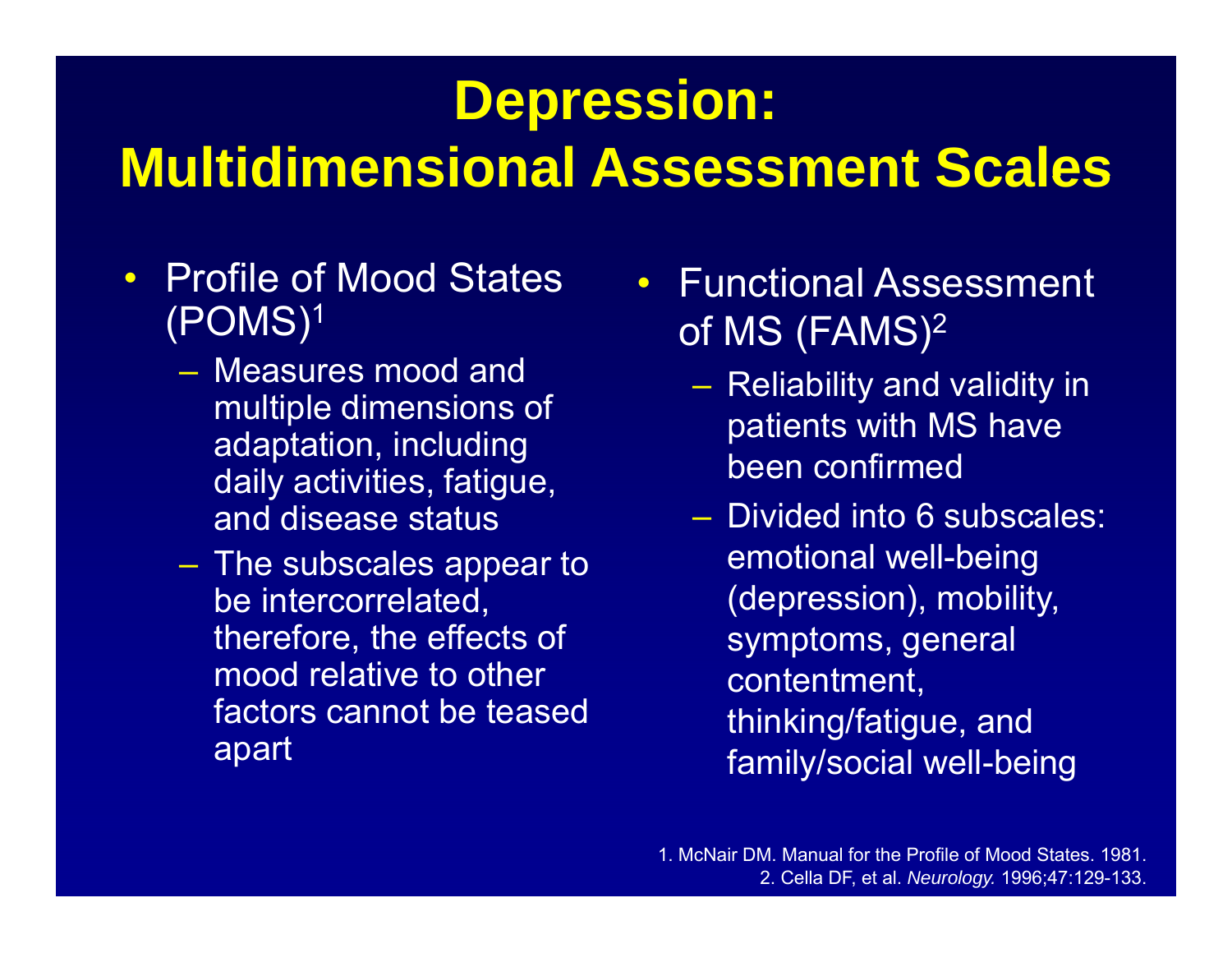# Depression: Multidimensional Assessment Scales

- Profile of Mood States (POMS)[1]
  - Measures mood and multiple dimensions of adaptation, including daily activities, fatigue, and disease status
  - The subscales appear to be intercorrelated, therefore, the effects of mood relative to other factors cannot be teased apart

- Functional Assessment of MS (FAMS)[2]
  - Reliability and validity in patients with MS have been confirmed
  - Divided into 6 subscales: emotional well-being (depression), mobility, symptoms, general contentment, thinking/fatigue, and family/social well-being

1. McNair DM. Manual for the Profile of Mood States. 1981.
2. Cella DF, et al. *Neurology.* 1996;47:129-133.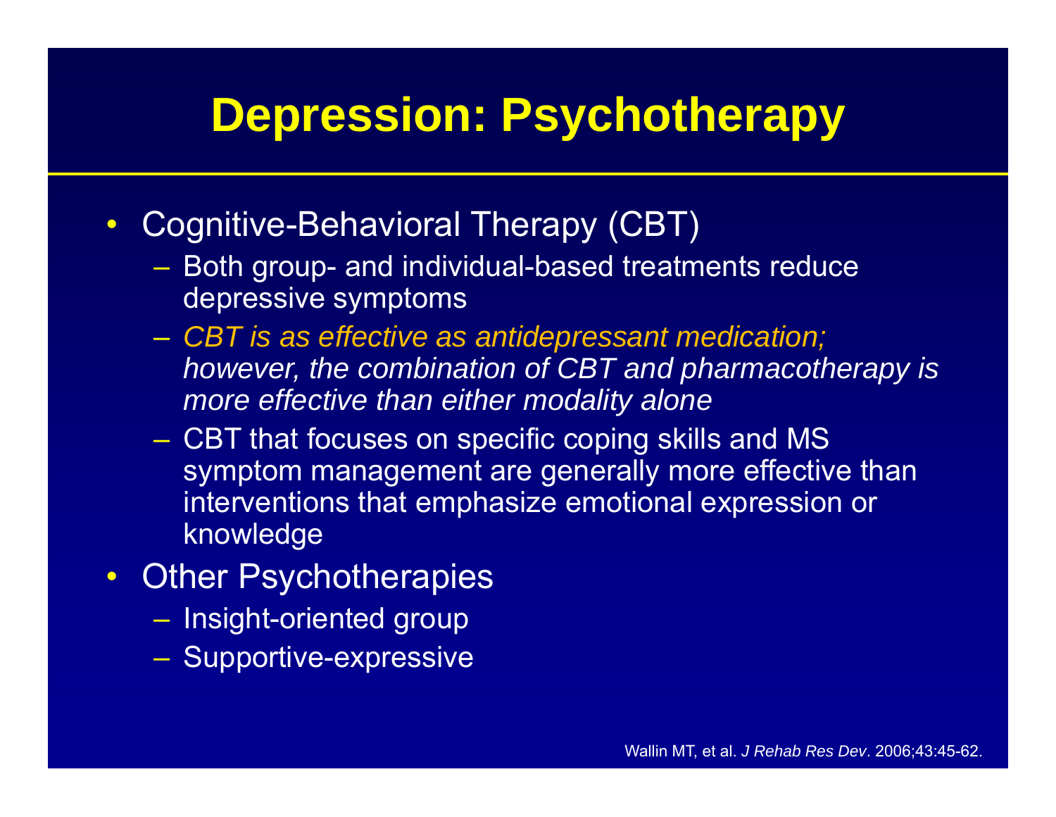# Depression: Psychotherapy

- Cognitive-Behavioral Therapy (CBT)
  - Both group- and individual-based treatments reduce depressive symptoms
  - *CBT is as effective as antidepressant medication; however, the combination of CBT and pharmacotherapy is more effective than either modality alone*
  - CBT that focuses on specific coping skills and MS symptom management are generally more effective than interventions that emphasize emotional expression or knowledge
- Other Psychotherapies
  - Insight-oriented group
  - Supportive-expressive

Wallin MT, et al. *J Rehab Res Dev*. 2006;43:45-62.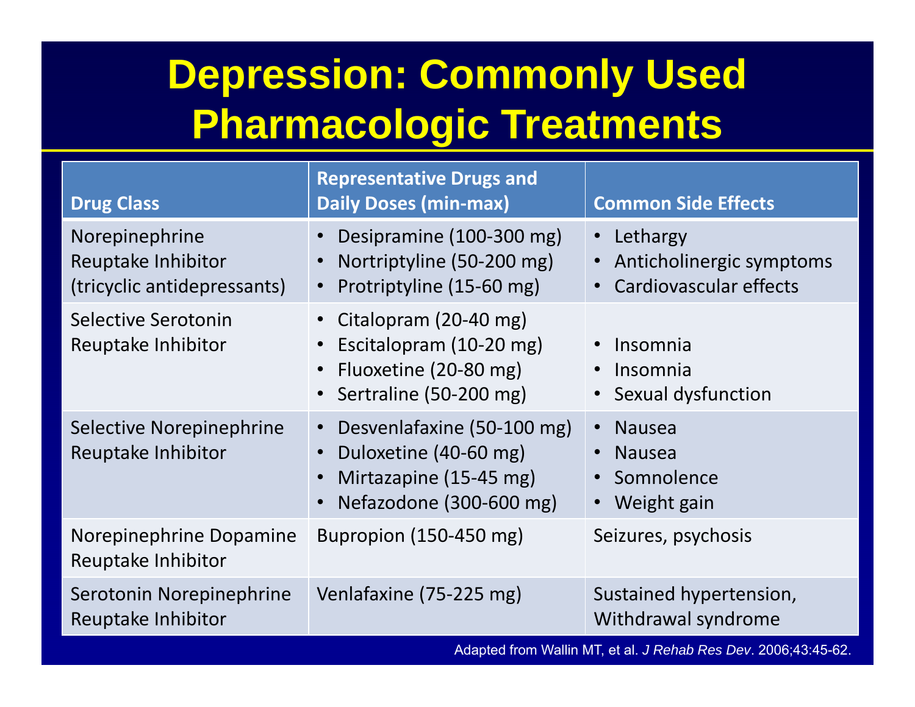# Depression: Commonly Used Pharmacologic Treatments

| Drug Class | Representative Drugs and Daily Doses (min-max) | Common Side Effects |
|---|---|---|
| Norepinephrine Reuptake Inhibitor (tricyclic antidepressants) | • Desipramine (100-300 mg)<br>• Nortriptyline (50-200 mg)<br>• Protriptyline (15-60 mg) | • Lethargy<br>• Anticholinergic symptoms<br>• Cardiovascular effects |
| Selective Serotonin Reuptake Inhibitor | • Citalopram (20-40 mg)<br>• Escitalopram (10-20 mg)<br>• Fluoxetine (20-80 mg)<br>• Sertraline (50-200 mg) | • Insomnia<br>• Insomnia<br>• Sexual dysfunction |
| Selective Norepinephrine Reuptake Inhibitor | • Desvenlafaxine (50-100 mg)<br>• Duloxetine (40-60 mg)<br>• Mirtazapine (15-45 mg)<br>• Nefazodone (300-600 mg) | • Nausea<br>• Nausea<br>• Somnolence<br>• Weight gain |
| Norepinephrine Dopamine Reuptake Inhibitor | Bupropion (150-450 mg) | Seizures, psychosis |
| Serotonin Norepinephrine Reuptake Inhibitor | Venlafaxine (75-225 mg) | Sustained hypertension, Withdrawal syndrome |

Adapted from Wallin MT, et al. *J Rehab Res Dev*. 2006;43:45-62.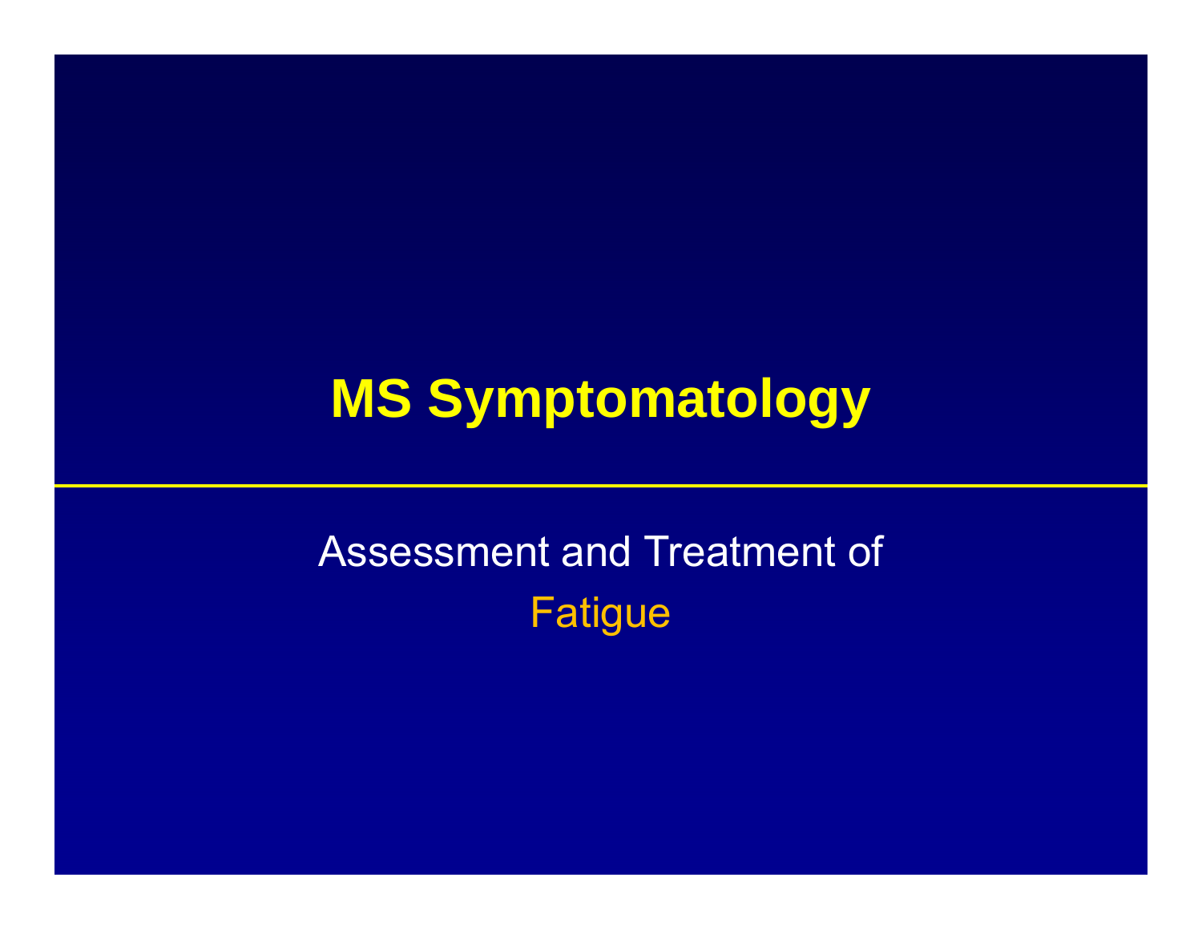# MS Symptomatology

Assessment and Treatment of

Fatigue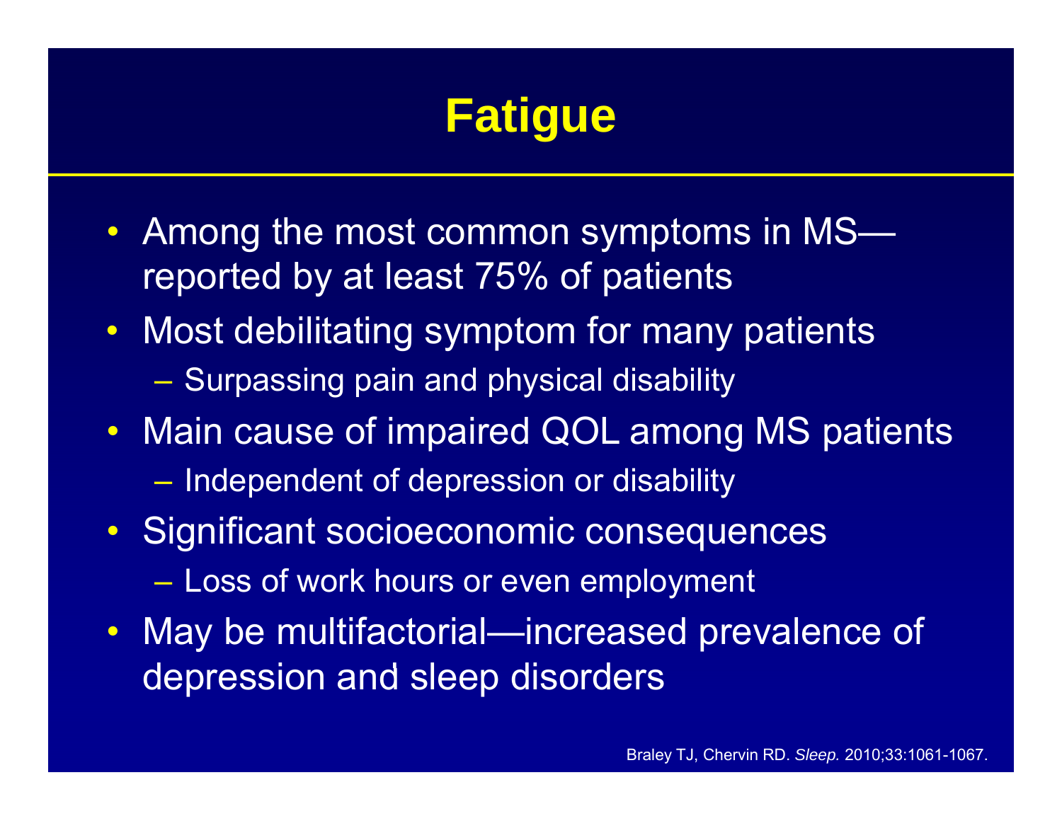# Fatigue

- Among the most common symptoms in MS—reported by at least 75% of patients
- Most debilitating symptom for many patients
  - Surpassing pain and physical disability
- Main cause of impaired QOL among MS patients
  - Independent of depression or disability
- Significant socioeconomic consequences
  - Loss of work hours or even employment
- May be multifactorial—increased prevalence of depression and sleep disorders

Braley TJ, Chervin RD. *Sleep.* 2010;33:1061-1067.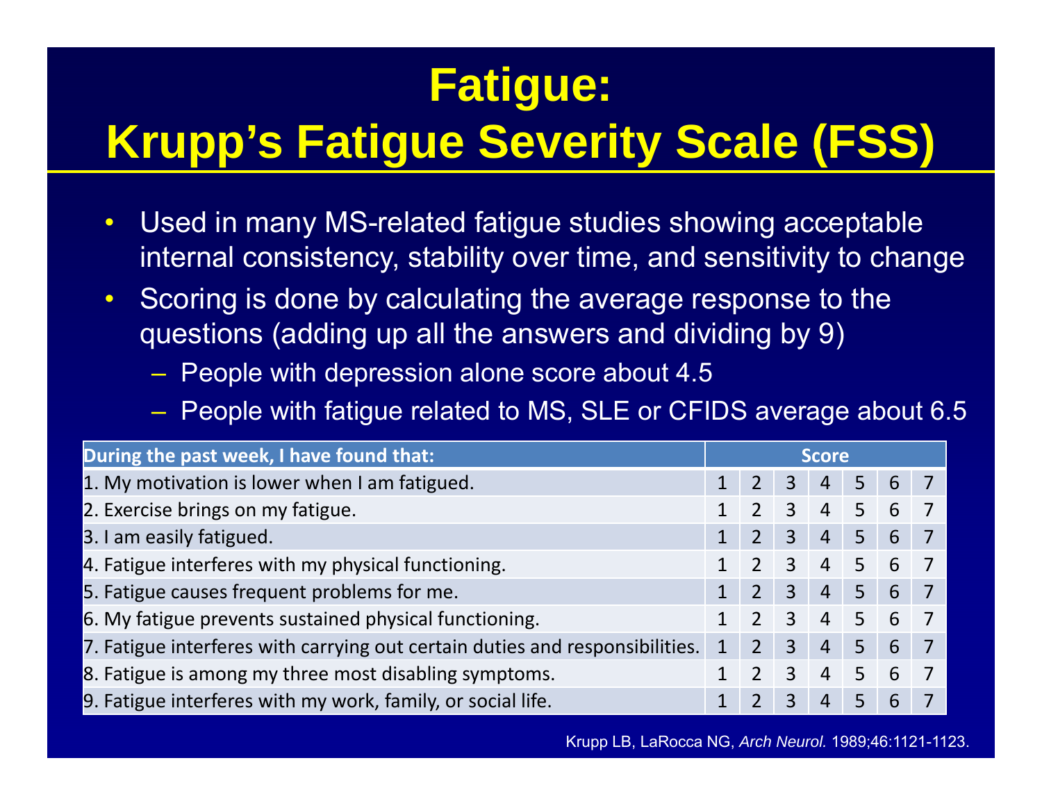# Fatigue: Krupp's Fatigue Severity Scale (FSS)

- Used in many MS-related fatigue studies showing acceptable internal consistency, stability over time, and sensitivity to change
- Scoring is done by calculating the average response to the questions (adding up all the answers and dividing by 9)
  - People with depression alone score about 4.5
  - People with fatigue related to MS, SLE or CFIDS average about 6.5

| During the past week, I have found that: | Score | | | | | | |
|---|---|---|---|---|---|---|---|
| 1. My motivation is lower when I am fatigued. | 1 | 2 | 3 | 4 | 5 | 6 | 7 |
| 2. Exercise brings on my fatigue. | 1 | 2 | 3 | 4 | 5 | 6 | 7 |
| 3. I am easily fatigued. | 1 | 2 | 3 | 4 | 5 | 6 | 7 |
| 4. Fatigue interferes with my physical functioning. | 1 | 2 | 3 | 4 | 5 | 6 | 7 |
| 5. Fatigue causes frequent problems for me. | 1 | 2 | 3 | 4 | 5 | 6 | 7 |
| 6. My fatigue prevents sustained physical functioning. | 1 | 2 | 3 | 4 | 5 | 6 | 7 |
| 7. Fatigue interferes with carrying out certain duties and responsibilities. | 1 | 2 | 3 | 4 | 5 | 6 | 7 |
| 8. Fatigue is among my three most disabling symptoms. | 1 | 2 | 3 | 4 | 5 | 6 | 7 |
| 9. Fatigue interferes with my work, family, or social life. | 1 | 2 | 3 | 4 | 5 | 6 | 7 |

Krupp LB, LaRocca NG, *Arch Neurol.* 1989;46:1121-1123.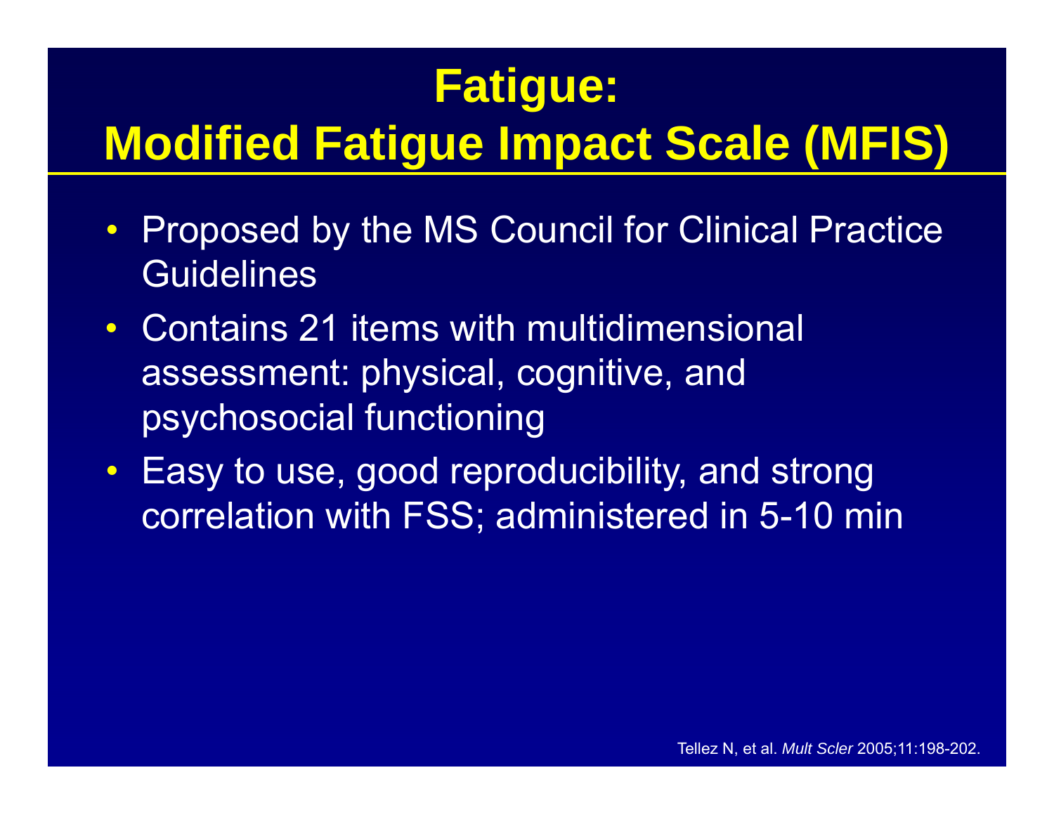# Fatigue: Modified Fatigue Impact Scale (MFIS)

- Proposed by the MS Council for Clinical Practice Guidelines
- Contains 21 items with multidimensional assessment: physical, cognitive, and psychosocial functioning
- Easy to use, good reproducibility, and strong correlation with FSS; administered in 5-10 min

Tellez N, et al. *Mult Scler* 2005;11:198-202.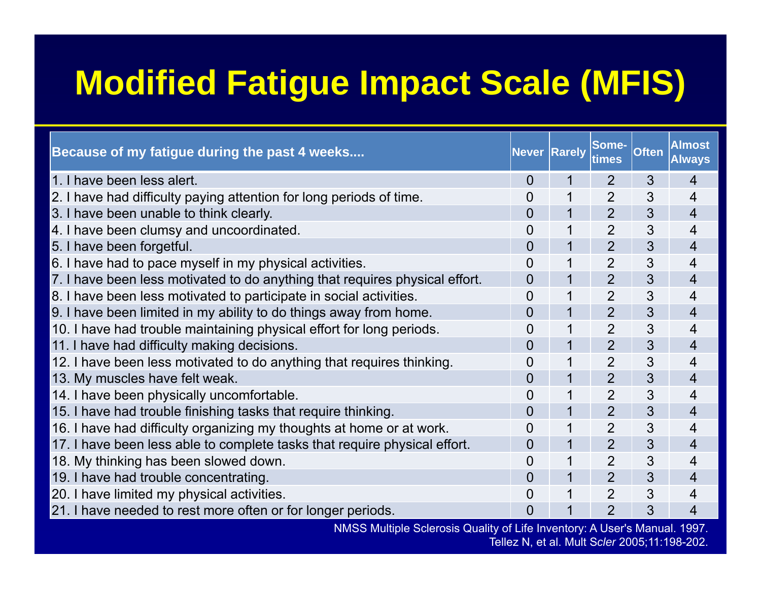# Modified Fatigue Impact Scale (MFIS)

| Because of my fatigue during the past 4 weeks.... | Never | Rarely | Some-times | Often | Almost Always |
|---|---|---|---|---|---|
| 1. I have been less alert. | 0 | 1 | 2 | 3 | 4 |
| 2. I have had difficulty paying attention for long periods of time. | 0 | 1 | 2 | 3 | 4 |
| 3. I have been unable to think clearly. | 0 | 1 | 2 | 3 | 4 |
| 4. I have been clumsy and uncoordinated. | 0 | 1 | 2 | 3 | 4 |
| 5. I have been forgetful. | 0 | 1 | 2 | 3 | 4 |
| 6. I have had to pace myself in my physical activities. | 0 | 1 | 2 | 3 | 4 |
| 7. I have been less motivated to do anything that requires physical effort. | 0 | 1 | 2 | 3 | 4 |
| 8. I have been less motivated to participate in social activities. | 0 | 1 | 2 | 3 | 4 |
| 9. I have been limited in my ability to do things away from home. | 0 | 1 | 2 | 3 | 4 |
| 10. I have had trouble maintaining physical effort for long periods. | 0 | 1 | 2 | 3 | 4 |
| 11. I have had difficulty making decisions. | 0 | 1 | 2 | 3 | 4 |
| 12. I have been less motivated to do anything that requires thinking. | 0 | 1 | 2 | 3 | 4 |
| 13. My muscles have felt weak. | 0 | 1 | 2 | 3 | 4 |
| 14. I have been physically uncomfortable. | 0 | 1 | 2 | 3 | 4 |
| 15. I have had trouble finishing tasks that require thinking. | 0 | 1 | 2 | 3 | 4 |
| 16. I have had difficulty organizing my thoughts at home or at work. | 0 | 1 | 2 | 3 | 4 |
| 17. I have been less able to complete tasks that require physical effort. | 0 | 1 | 2 | 3 | 4 |
| 18. My thinking has been slowed down. | 0 | 1 | 2 | 3 | 4 |
| 19. I have had trouble concentrating. | 0 | 1 | 2 | 3 | 4 |
| 20. I have limited my physical activities. | 0 | 1 | 2 | 3 | 4 |
| 21. I have needed to rest more often or for longer periods. | 0 | 1 | 2 | 3 | 4 |

NMSS Multiple Sclerosis Quality of Life Inventory: A User's Manual. 1997.
Tellez N, et al. Mult *Scler* 2005;11:198-202.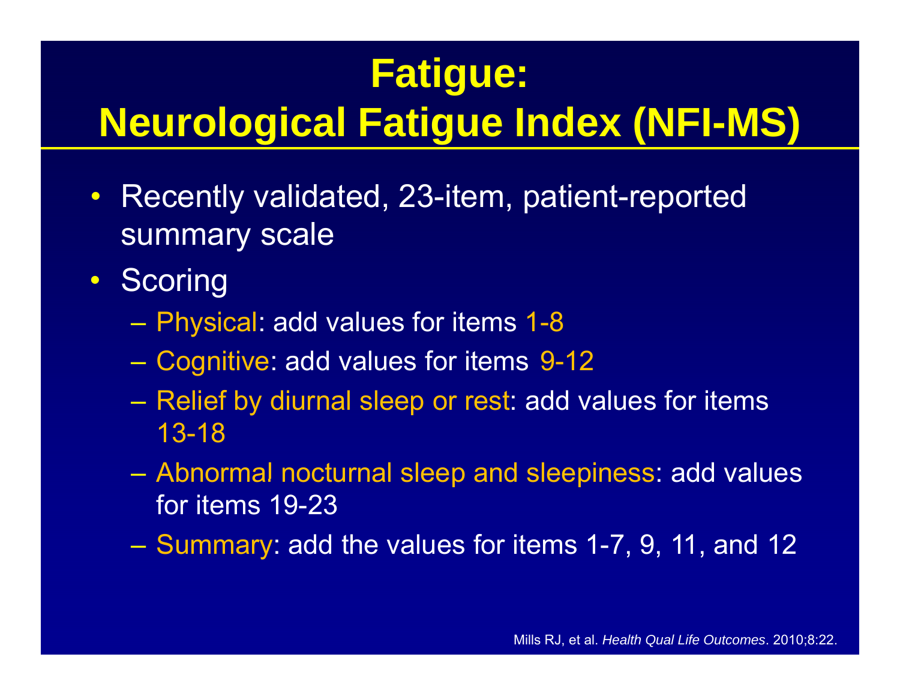# Fatigue: Neurological Fatigue Index (NFI-MS)

- Recently validated, 23-item, patient-reported summary scale
- Scoring
  - Physical: add values for items 1-8
  - Cognitive: add values for items 9-12
  - Relief by diurnal sleep or rest: add values for items 13-18
  - Abnormal nocturnal sleep and sleepiness: add values for items 19-23
  - Summary: add the values for items 1-7, 9, 11, and 12

Mills RJ, et al. *Health Qual Life Outcomes*. 2010;8:22.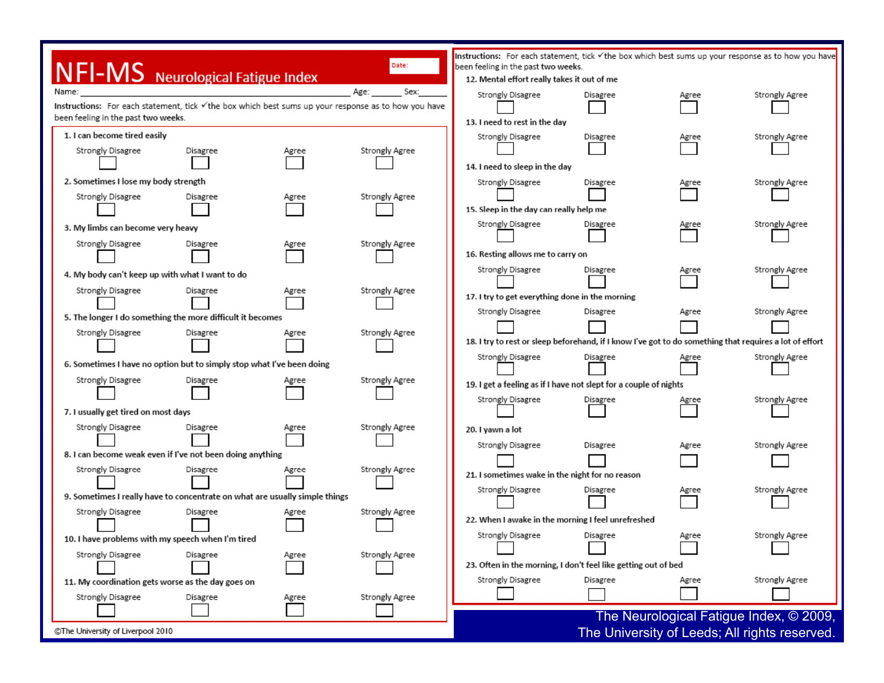# NFI-MS Neurological Fatigue Index

Date:

Name: ______________________________ Age: ______ Sex: ______

**Instructions:** For each statement, tick ✓ the box which best sums up your response as to how you have been feeling in the past two weeks.

| Statement | Strongly Disagree | Disagree | Agree | Strongly Agree |
|---|---|---|---|---|
| 1. I can become tired easily | ☐ | ☐ | ☐ | ☐ |
| 2. Sometimes I lose my body strength | ☐ | ☐ | ☐ | ☐ |
| 3. My limbs can become very heavy | ☐ | ☐ | ☐ | ☐ |
| 4. My body can't keep up with what I want to do | ☐ | ☐ | ☐ | ☐ |
| 5. The longer I do something the more difficult it becomes | ☐ | ☐ | ☐ | ☐ |
| 6. Sometimes I have no option but to simply stop what I've been doing | ☐ | ☐ | ☐ | ☐ |
| 7. I usually get tired on most days | ☐ | ☐ | ☐ | ☐ |
| 8. I can become weak even if I've not been doing anything | ☐ | ☐ | ☐ | ☐ |
| 9. Sometimes I really have to concentrate on what are usually simple things | ☐ | ☐ | ☐ | ☐ |
| 10. I have problems with my speech when I'm tired | ☐ | ☐ | ☐ | ☐ |
| 11. My coordination gets worse as the day goes on | ☐ | ☐ | ☐ | ☐ |

©The University of Liverpool 2010

**Instructions:** For each statement, tick ✓ the box which best sums up your response as to how you have been feeling in the past two weeks.

| Statement | Strongly Disagree | Disagree | Agree | Strongly Agree |
|---|---|---|---|---|
| 12. Mental effort really takes it out of me | ☐ | ☐ | ☐ | ☐ |
| 13. I need to rest in the day | ☐ | ☐ | ☐ | ☐ |
| 14. I need to sleep in the day | ☐ | ☐ | ☐ | ☐ |
| 15. Sleep in the day can really help me | ☐ | ☐ | ☐ | ☐ |
| 16. Resting allows me to carry on | ☐ | ☐ | ☐ | ☐ |
| 17. I try to get everything done in the morning | ☐ | ☐ | ☐ | ☐ |
| 18. I try to rest or sleep beforehand, if I know I've got to do something that requires a lot of effort | ☐ | ☐ | ☐ | ☐ |
| 19. I get a feeling as if I have not slept for a couple of nights | ☐ | ☐ | ☐ | ☐ |
| 20. I yawn a lot | ☐ | ☐ | ☐ | ☐ |
| 21. I sometimes wake in the night for no reason | ☐ | ☐ | ☐ | ☐ |
| 22. When I awake in the morning I feel unrefreshed | ☐ | ☐ | ☐ | ☐ |
| 23. Often in the morning, I don't feel like getting out of bed | ☐ | ☐ | ☐ | ☐ |

The Neurological Fatigue Index, © 2009, The University of Leeds; All rights reserved.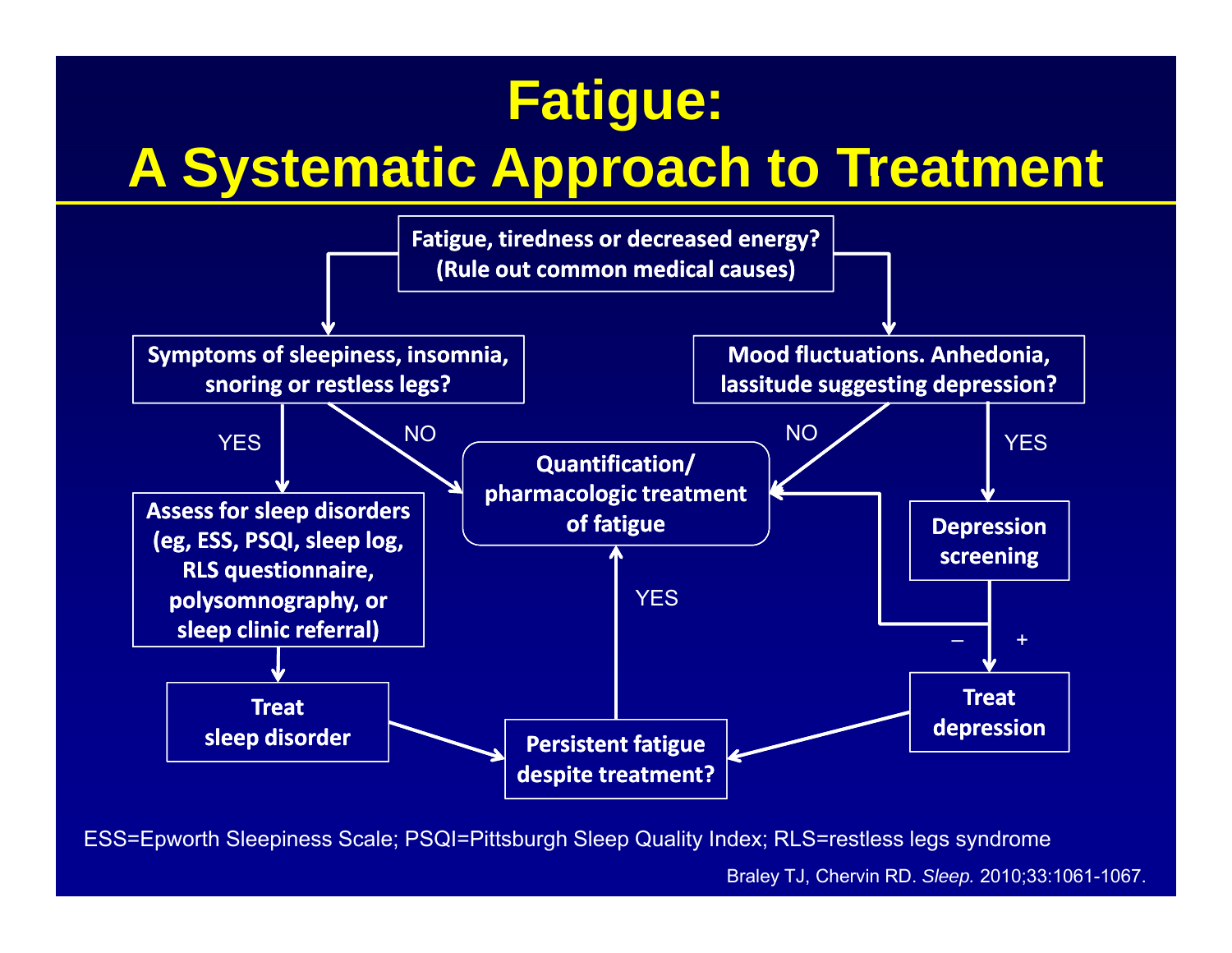# Fatigue: A Systematic Approach to Treatment

- **Fatigue, tiredness or decreased energy? (Rule out common medical causes)**
  - **Symptoms of sleepiness, insomnia, snoring or restless legs?**
    - YES → **Assess for sleep disorders (eg, ESS, PSQI, sleep log, RLS questionnaire, polysomnography, or sleep clinic referral)** → **Treat sleep disorder** → **Persistent fatigue despite treatment?**
    - NO → **Quantification/ pharmacologic treatment of fatigue**
  - **Mood fluctuations. Anhedonia, lassitude suggesting depression?**
    - YES → **Depression screening**
      - + → **Treat depression** → **Persistent fatigue despite treatment?**
      - – → **Quantification/ pharmacologic treatment of fatigue**
    - NO → **Quantification/ pharmacologic treatment of fatigue**
- **Persistent fatigue despite treatment?**
  - YES → **Quantification/ pharmacologic treatment of fatigue**

ESS=Epworth Sleepiness Scale; PSQI=Pittsburgh Sleep Quality Index; RLS=restless legs syndrome

Braley TJ, Chervin RD. *Sleep.* 2010;33:1061-1067.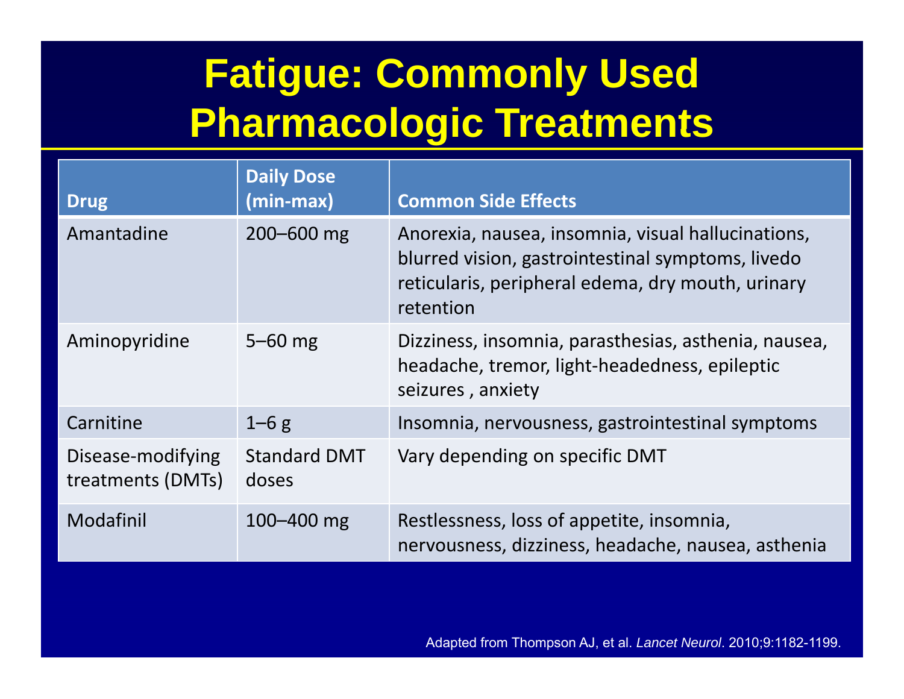# Fatigue: Commonly Used Pharmacologic Treatments

| Drug | Daily Dose (min-max) | Common Side Effects |
|---|---|---|
| Amantadine | 200–600 mg | Anorexia, nausea, insomnia, visual hallucinations, blurred vision, gastrointestinal symptoms, livedo reticularis, peripheral edema, dry mouth, urinary retention |
| Aminopyridine | 5–60 mg | Dizziness, insomnia, parasthesias, asthenia, nausea, headache, tremor, light-headedness, epileptic seizures , anxiety |
| Carnitine | 1–6 g | Insomnia, nervousness, gastrointestinal symptoms |
| Disease-modifying treatments (DMTs) | Standard DMT doses | Vary depending on specific DMT |
| Modafinil | 100–400 mg | Restlessness, loss of appetite, insomnia, nervousness, dizziness, headache, nausea, asthenia |

Adapted from Thompson AJ, et al. *Lancet Neurol*. 2010;9:1182-1199.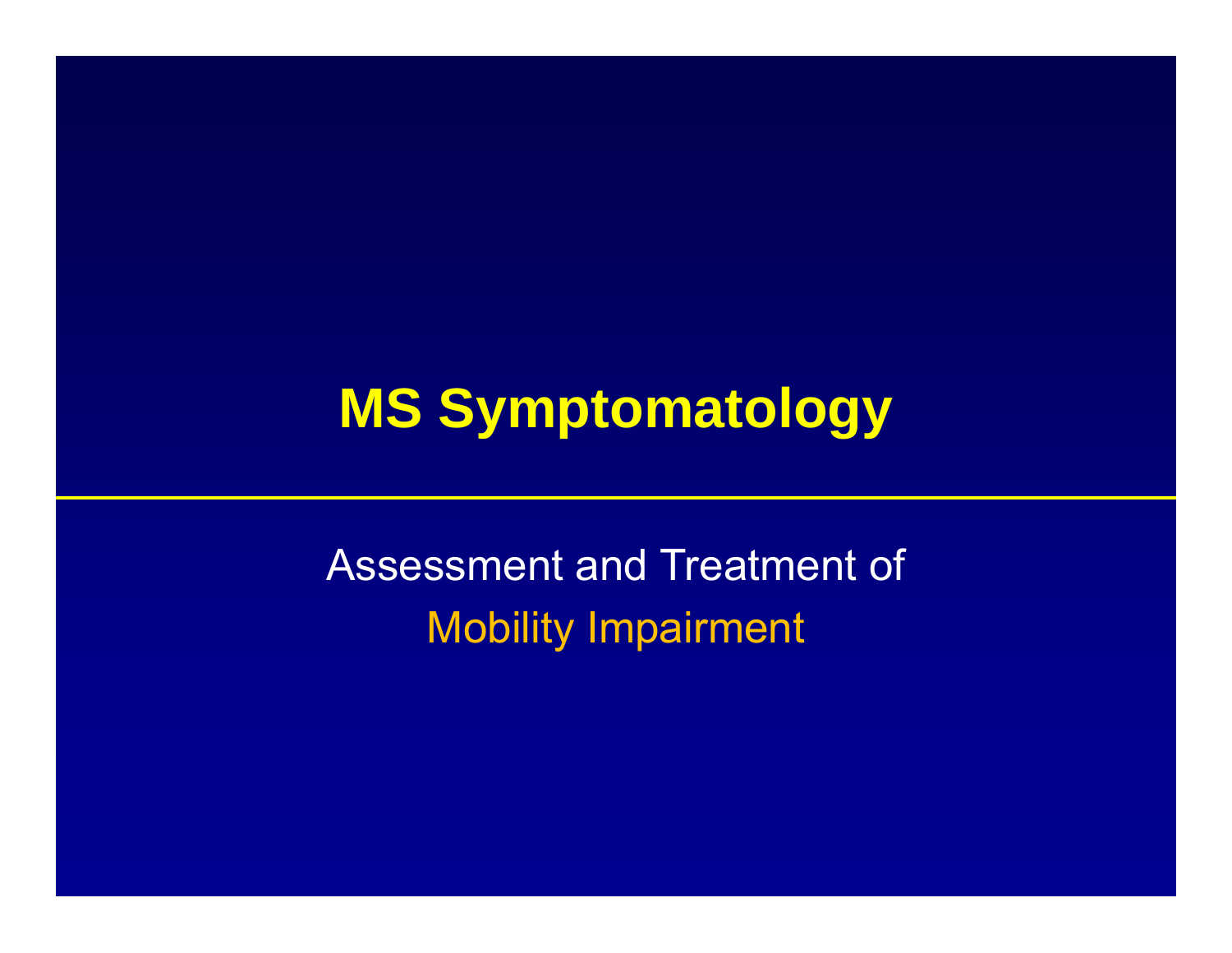# MS Symptomatology

Assessment and Treatment of

Mobility Impairment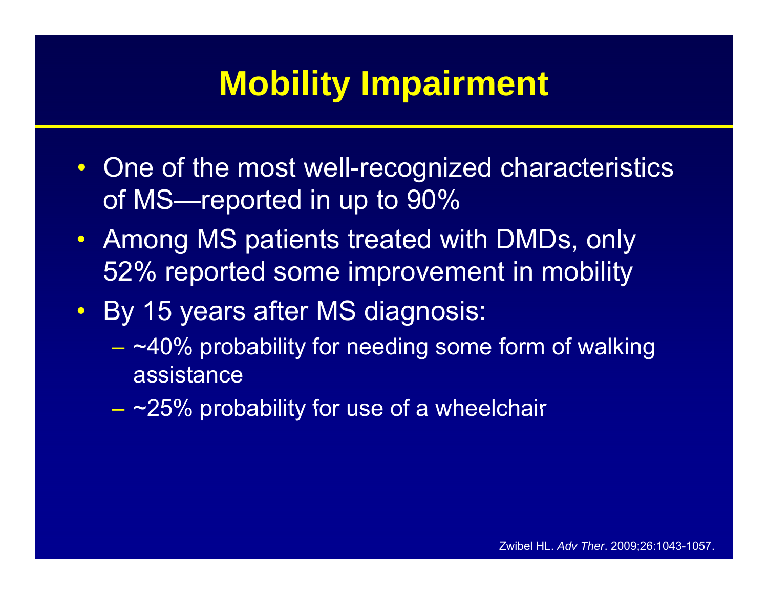# Mobility Impairment

- One of the most well-recognized characteristics of MS—reported in up to 90%
- Among MS patients treated with DMDs, only 52% reported some improvement in mobility
- By 15 years after MS diagnosis:
  - ~40% probability for needing some form of walking assistance
  - ~25% probability for use of a wheelchair

Zwibel HL. *Adv Ther*. 2009;26:1043-1057.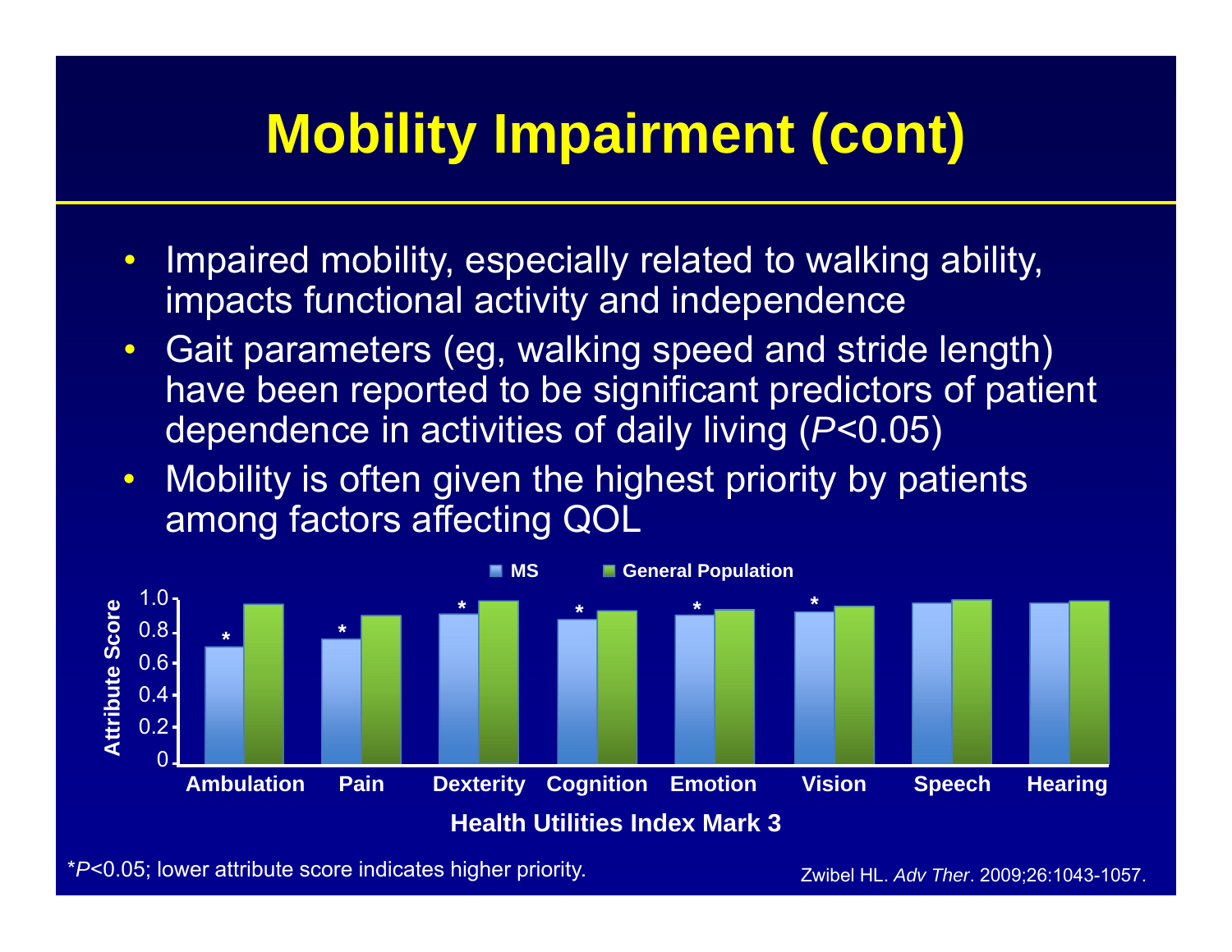# Mobility Impairment (cont)

- Impaired mobility, especially related to walking ability, impacts functional activity and independence
- Gait parameters (eg, walking speed and stride length) have been reported to be significant predictors of patient dependence in activities of daily living (*P*<0.05)
- Mobility is often given the highest priority by patients among factors affecting QOL

MS | General Population

Attribute Score: 1.0, 0.8, 0.6, 0.4, 0.2, 0

Ambulation* | Pain* | Dexterity* | Cognition* | Emotion* | Vision* | Speech | Hearing

Health Utilities Index Mark 3

*P<0.05; lower attribute score indicates higher priority.

Zwibel HL. *Adv Ther*. 2009;26:1043-1057.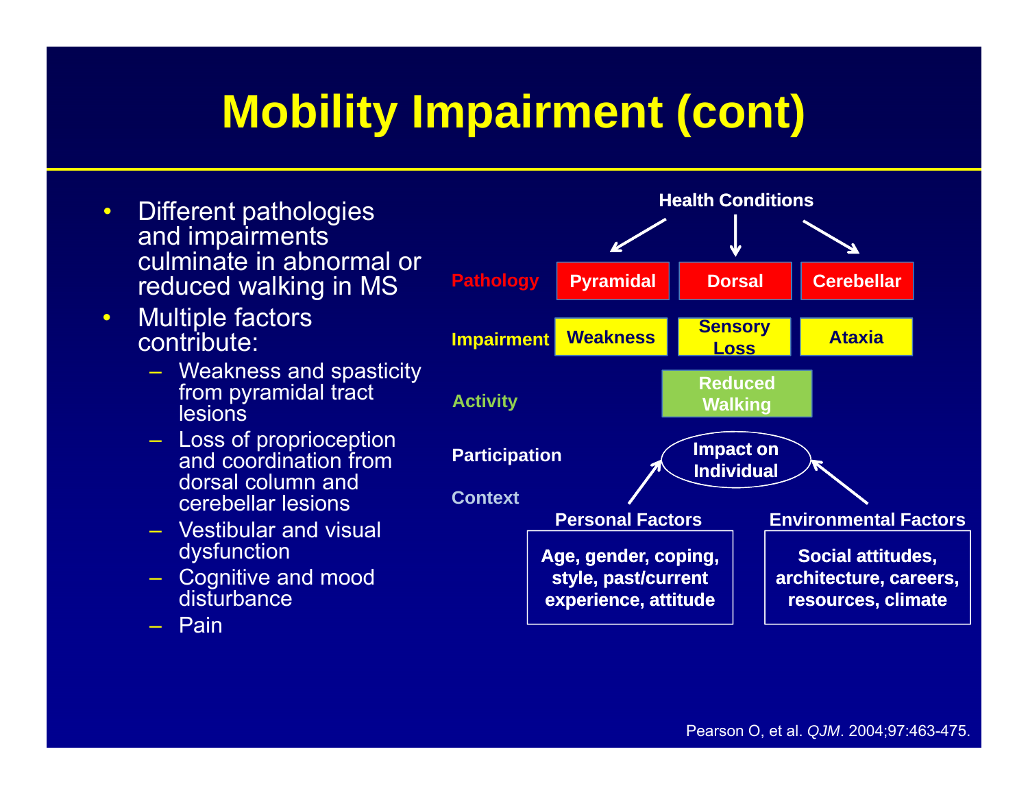# Mobility Impairment (cont)

- Different pathologies and impairments culminate in abnormal or reduced walking in MS
- Multiple factors contribute:
  - Weakness and spasticity from pyramidal tract lesions
  - Loss of proprioception and coordination from dorsal column and cerebellar lesions
  - Vestibular and visual dysfunction
  - Cognitive and mood disturbance
  - Pain

**Health Conditions**

| | | | |
|---|---|---|---|
| **Pathology** | Pyramidal | Dorsal | Cerebellar |
| **Impairment** | Weakness | Sensory Loss | Ataxia |
| **Activity** | | Reduced Walking | |
| **Participation** | | Impact on Individual | |
| **Context** | | | |

**Personal Factors**

Age, gender, coping, style, past/current experience, attitude

**Environmental Factors**

Social attitudes, architecture, careers, resources, climate

Pearson O, et al. *QJM*. 2004;97:463-475.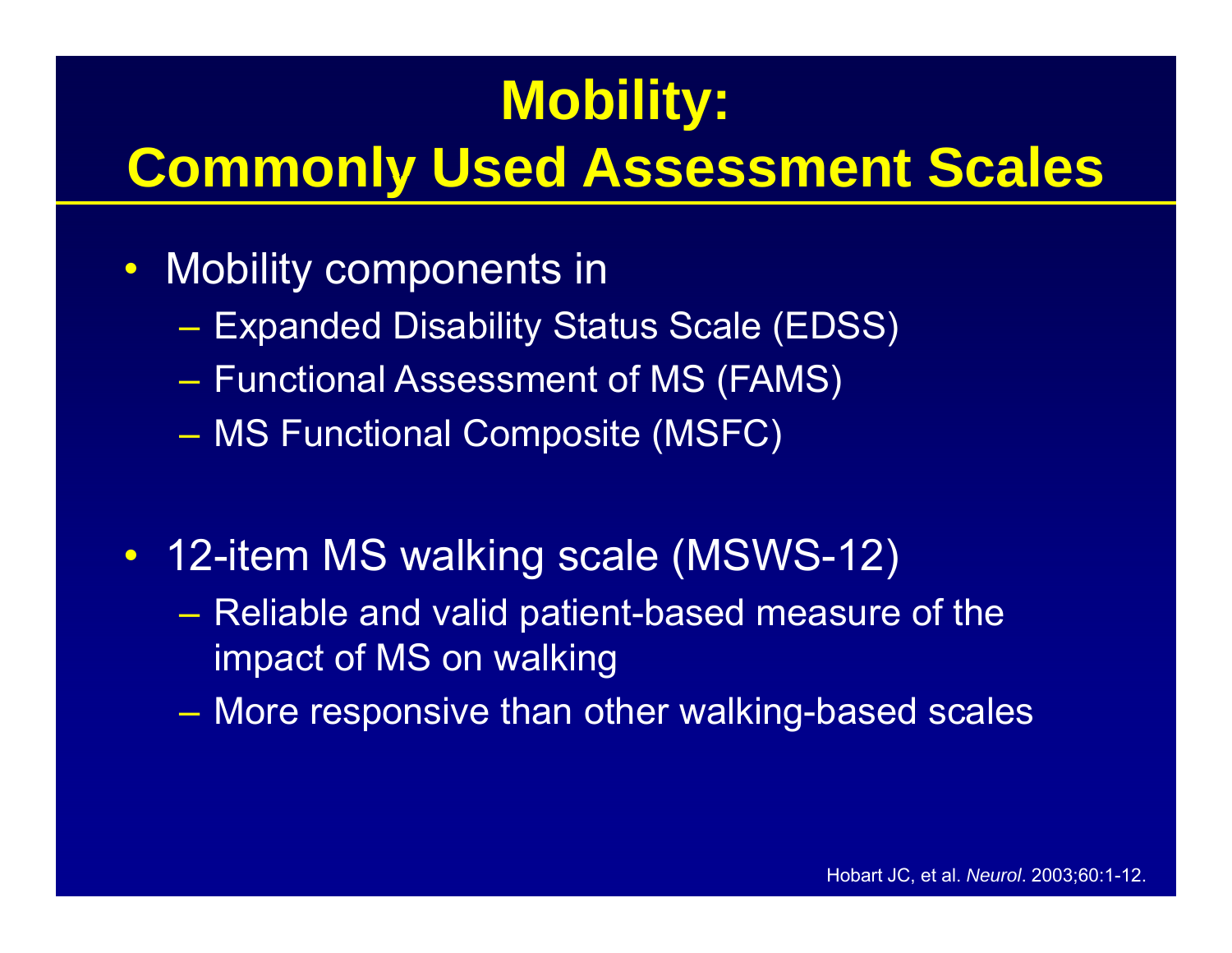# Mobility: Commonly Used Assessment Scales

- Mobility components in
  - Expanded Disability Status Scale (EDSS)
  - Functional Assessment of MS (FAMS)
  - MS Functional Composite (MSFC)
- 12-item MS walking scale (MSWS-12)
  - Reliable and valid patient-based measure of the impact of MS on walking
  - More responsive than other walking-based scales

Hobart JC, et al. *Neurol*. 2003;60:1-12.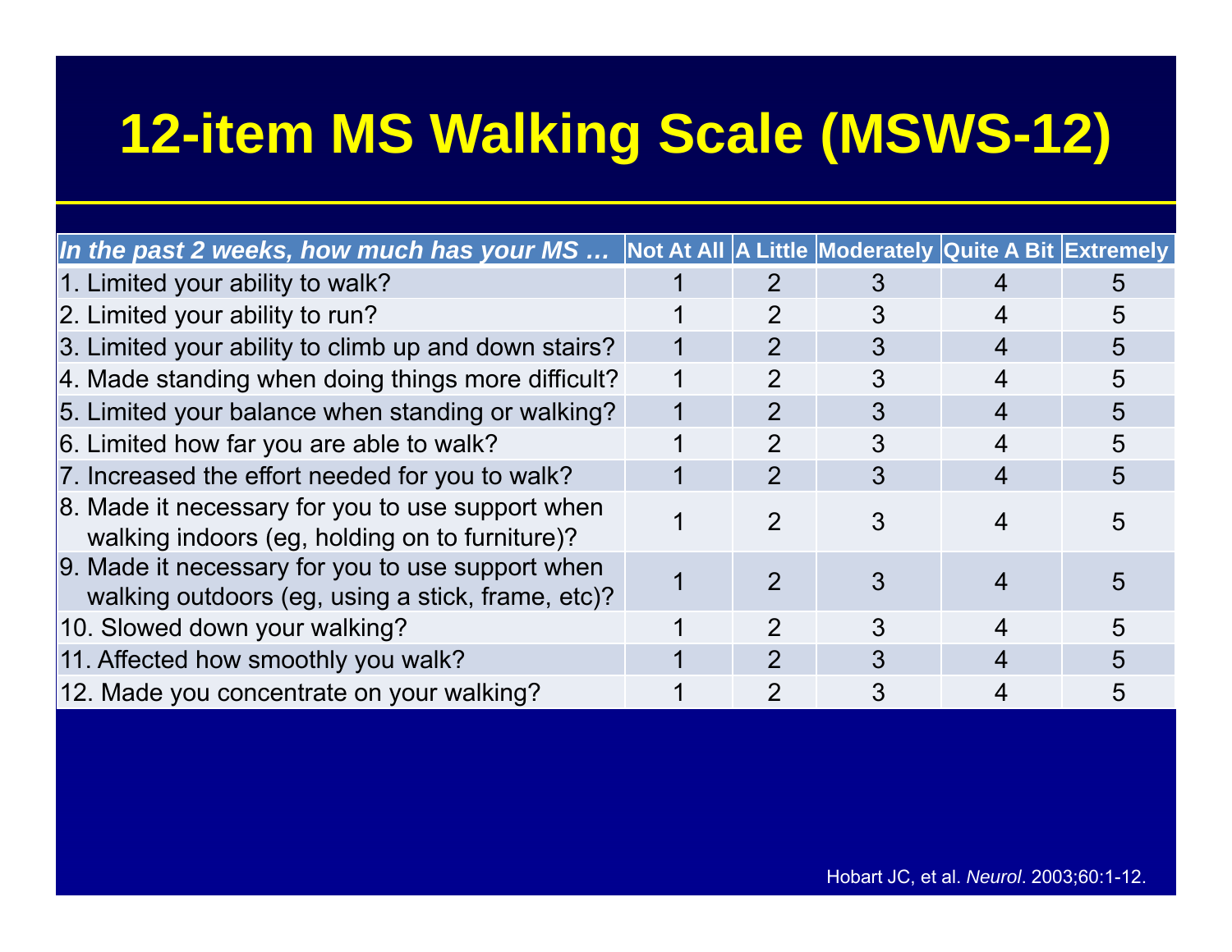# 12-item MS Walking Scale (MSWS-12)

| *In the past 2 weeks, how much has your MS …* | Not At All | A Little | Moderately | Quite A Bit | Extremely |
|---|---|---|---|---|---|
| 1. Limited your ability to walk? | 1 | 2 | 3 | 4 | 5 |
| 2. Limited your ability to run? | 1 | 2 | 3 | 4 | 5 |
| 3. Limited your ability to climb up and down stairs? | 1 | 2 | 3 | 4 | 5 |
| 4. Made standing when doing things more difficult? | 1 | 2 | 3 | 4 | 5 |
| 5. Limited your balance when standing or walking? | 1 | 2 | 3 | 4 | 5 |
| 6. Limited how far you are able to walk? | 1 | 2 | 3 | 4 | 5 |
| 7. Increased the effort needed for you to walk? | 1 | 2 | 3 | 4 | 5 |
| 8. Made it necessary for you to use support when walking indoors (eg, holding on to furniture)? | 1 | 2 | 3 | 4 | 5 |
| 9. Made it necessary for you to use support when walking outdoors (eg, using a stick, frame, etc)? | 1 | 2 | 3 | 4 | 5 |
| 10. Slowed down your walking? | 1 | 2 | 3 | 4 | 5 |
| 11. Affected how smoothly you walk? | 1 | 2 | 3 | 4 | 5 |
| 12. Made you concentrate on your walking? | 1 | 2 | 3 | 4 | 5 |

Hobart JC, et al. *Neurol*. 2003;60:1-12.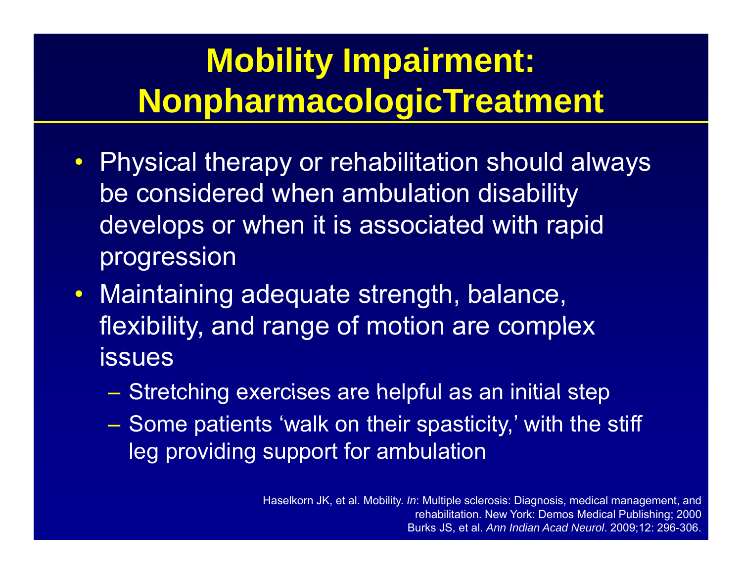# Mobility Impairment: NonpharmacologicTreatment

- Physical therapy or rehabilitation should always be considered when ambulation disability develops or when it is associated with rapid progression
- Maintaining adequate strength, balance, flexibility, and range of motion are complex issues
  - Stretching exercises are helpful as an initial step
  - Some patients 'walk on their spasticity,' with the stiff leg providing support for ambulation

Haselkorn JK, et al. Mobility. *In*: Multiple sclerosis: Diagnosis, medical management, and rehabilitation. New York: Demos Medical Publishing; 2000
Burks JS, et al. *Ann Indian Acad Neurol*. 2009;12: 296-306.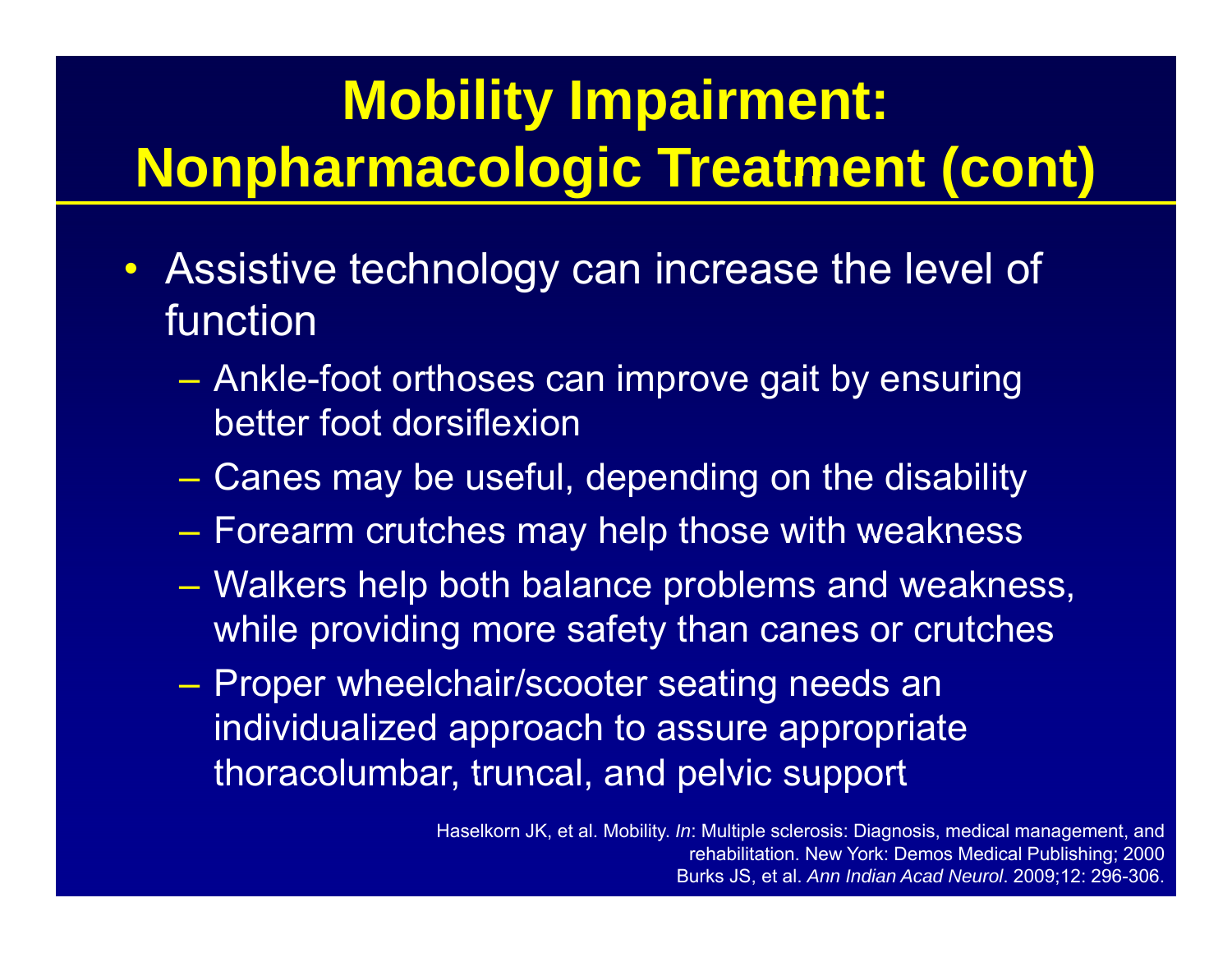# Mobility Impairment: Nonpharmacologic Treatment (cont)

- Assistive technology can increase the level of function
  - Ankle-foot orthoses can improve gait by ensuring better foot dorsiflexion
  - Canes may be useful, depending on the disability
  - Forearm crutches may help those with weakness
  - Walkers help both balance problems and weakness, while providing more safety than canes or crutches
  - Proper wheelchair/scooter seating needs an individualized approach to assure appropriate thoracolumbar, truncal, and pelvic support

Haselkorn JK, et al. Mobility. *In*: Multiple sclerosis: Diagnosis, medical management, and rehabilitation. New York: Demos Medical Publishing; 2000
Burks JS, et al. *Ann Indian Acad Neurol*. 2009;12: 296-306.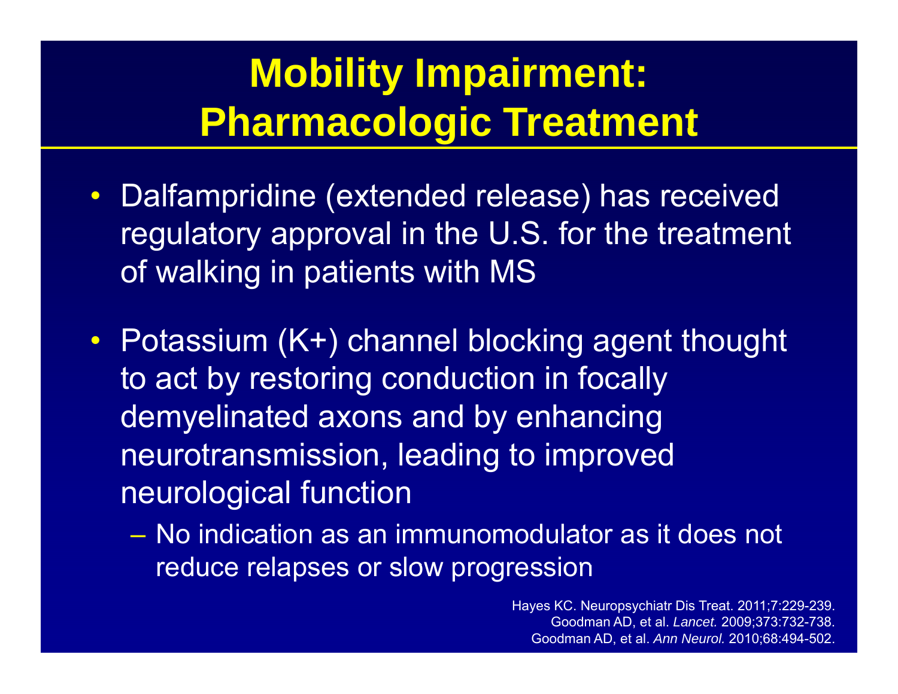# Mobility Impairment: Pharmacologic Treatment

- Dalfampridine (extended release) has received regulatory approval in the U.S. for the treatment of walking in patients with MS
- Potassium ($K^+$) channel blocking agent thought to act by restoring conduction in focally demyelinated axons and by enhancing neurotransmission, leading to improved neurological function
  - No indication as an immunomodulator as it does not reduce relapses or slow progression

Hayes KC. Neuropsychiatr Dis Treat. 2011;7:229-239.
Goodman AD, et al. *Lancet.* 2009;373:732-738.
Goodman AD, et al. *Ann Neurol.* 2010;68:494-502.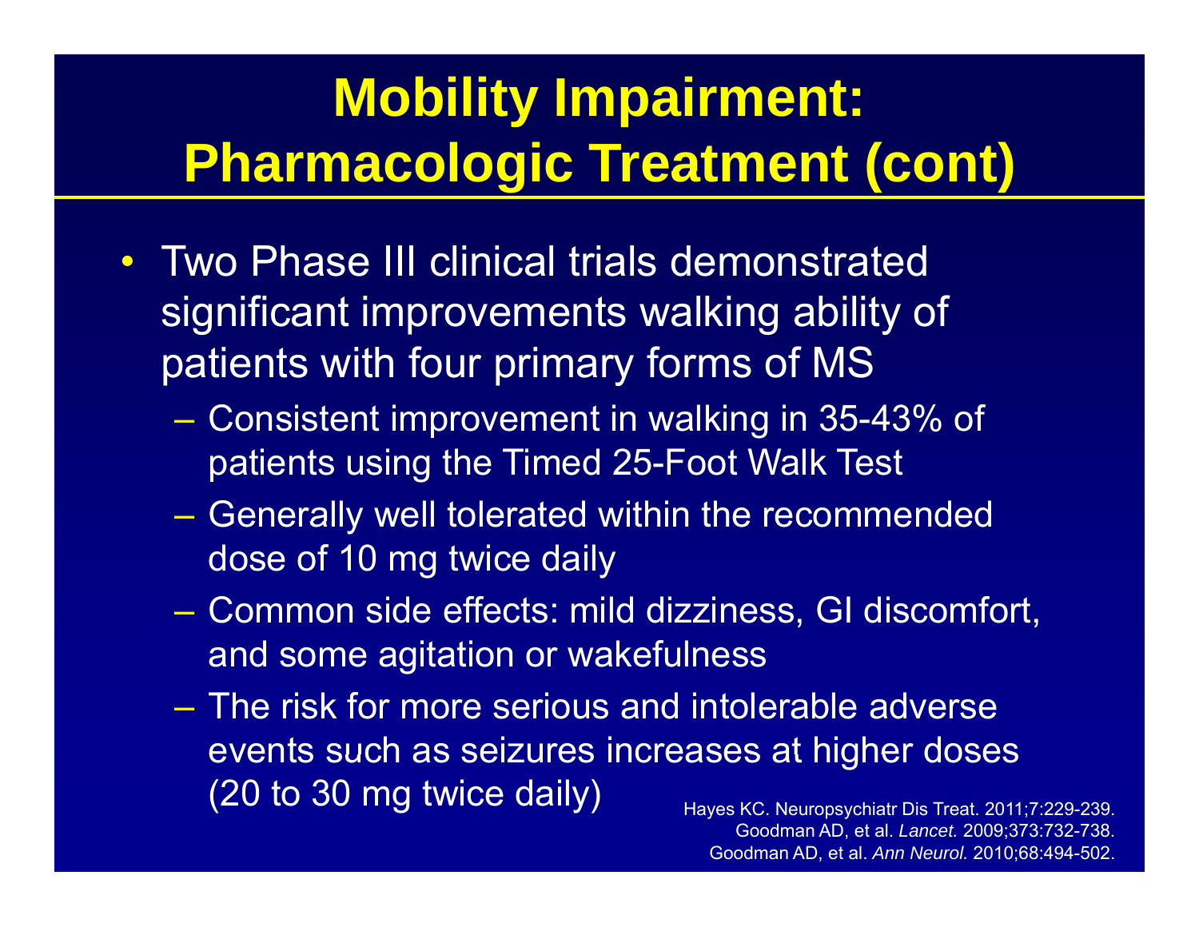# Mobility Impairment: Pharmacologic Treatment (cont)

- Two Phase III clinical trials demonstrated significant improvements walking ability of patients with four primary forms of MS
  - Consistent improvement in walking in 35-43% of patients using the Timed 25-Foot Walk Test
  - Generally well tolerated within the recommended dose of 10 mg twice daily
  - Common side effects: mild dizziness, GI discomfort, and some agitation or wakefulness
  - The risk for more serious and intolerable adverse events such as seizures increases at higher doses (20 to 30 mg twice daily)

Hayes KC. Neuropsychiatr Dis Treat. 2011;7:229-239.
Goodman AD, et al. *Lancet.* 2009;373:732-738.
Goodman AD, et al. *Ann Neurol.* 2010;68:494-502.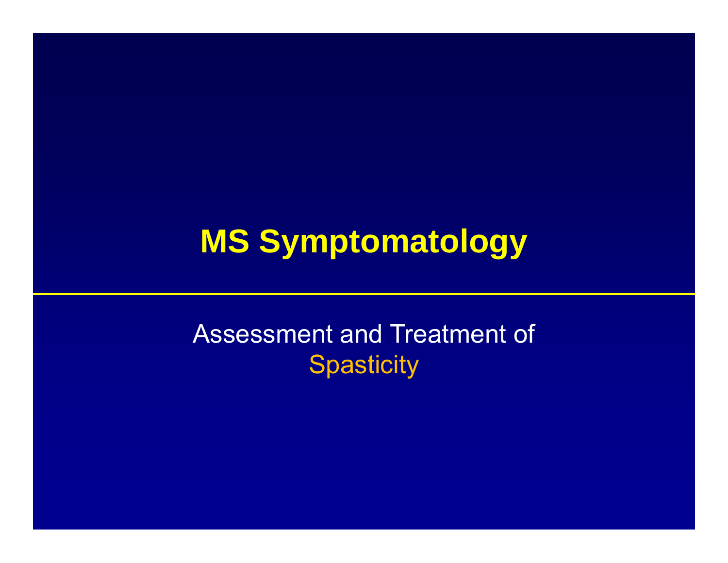# MS Symptomatology

Assessment and Treatment of
Spasticity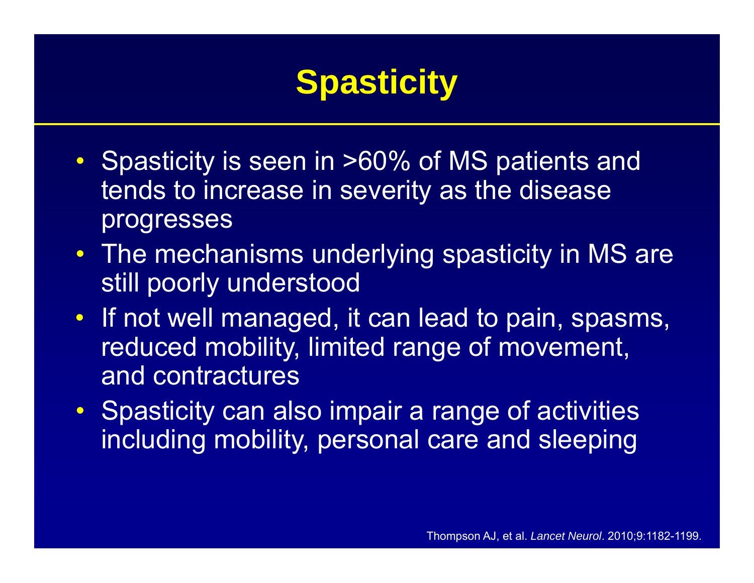# Spasticity

- Spasticity is seen in >60% of MS patients and tends to increase in severity as the disease progresses
- The mechanisms underlying spasticity in MS are still poorly understood
- If not well managed, it can lead to pain, spasms, reduced mobility, limited range of movement, and contractures
- Spasticity can also impair a range of activities including mobility, personal care and sleeping

Thompson AJ, et al. *Lancet Neurol*. 2010;9:1182-1199.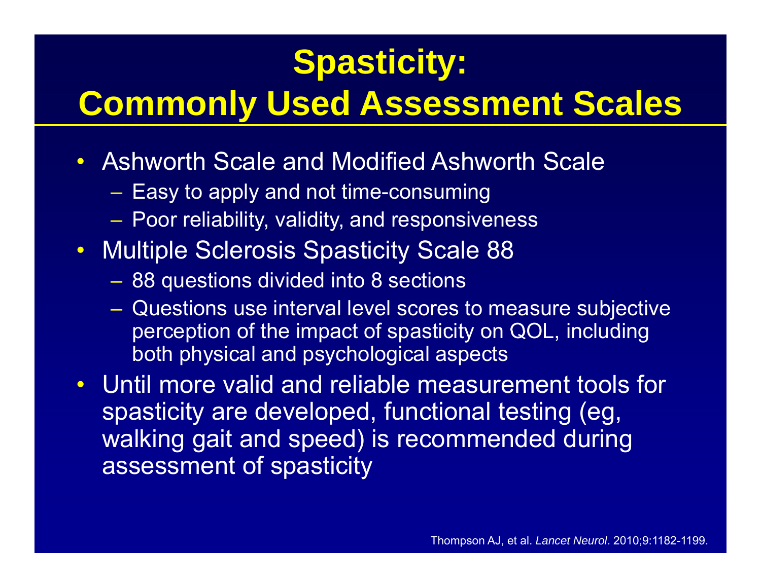# Spasticity: Commonly Used Assessment Scales

- Ashworth Scale and Modified Ashworth Scale
  - Easy to apply and not time-consuming
  - Poor reliability, validity, and responsiveness
- Multiple Sclerosis Spasticity Scale 88
  - 88 questions divided into 8 sections
  - Questions use interval level scores to measure subjective perception of the impact of spasticity on QOL, including both physical and psychological aspects
- Until more valid and reliable measurement tools for spasticity are developed, functional testing (eg, walking gait and speed) is recommended during assessment of spasticity

Thompson AJ, et al. *Lancet Neurol*. 2010;9:1182-1199.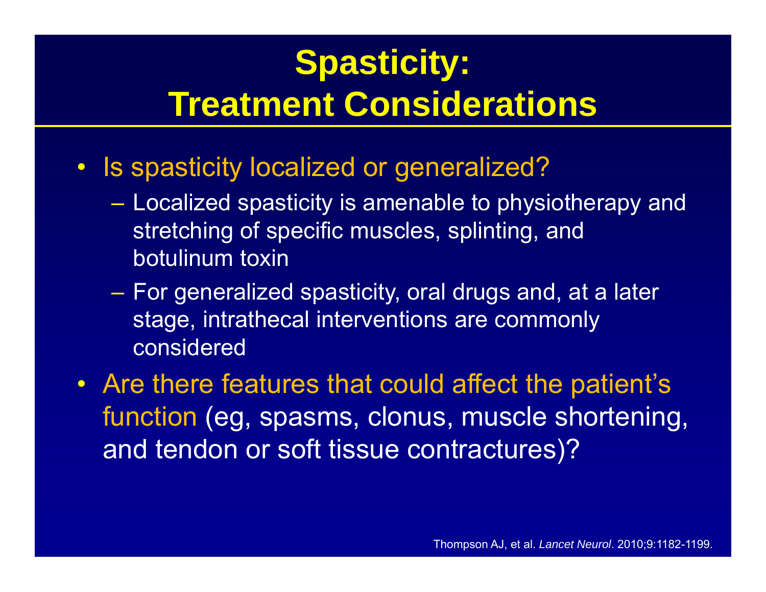# Spasticity: Treatment Considerations

- Is spasticity localized or generalized?
  - Localized spasticity is amenable to physiotherapy and stretching of specific muscles, splinting, and botulinum toxin
  - For generalized spasticity, oral drugs and, at a later stage, intrathecal interventions are commonly considered
- Are there features that could affect the patient's function (eg, spasms, clonus, muscle shortening, and tendon or soft tissue contractures)?

Thompson AJ, et al. *Lancet Neurol*. 2010;9:1182-1199.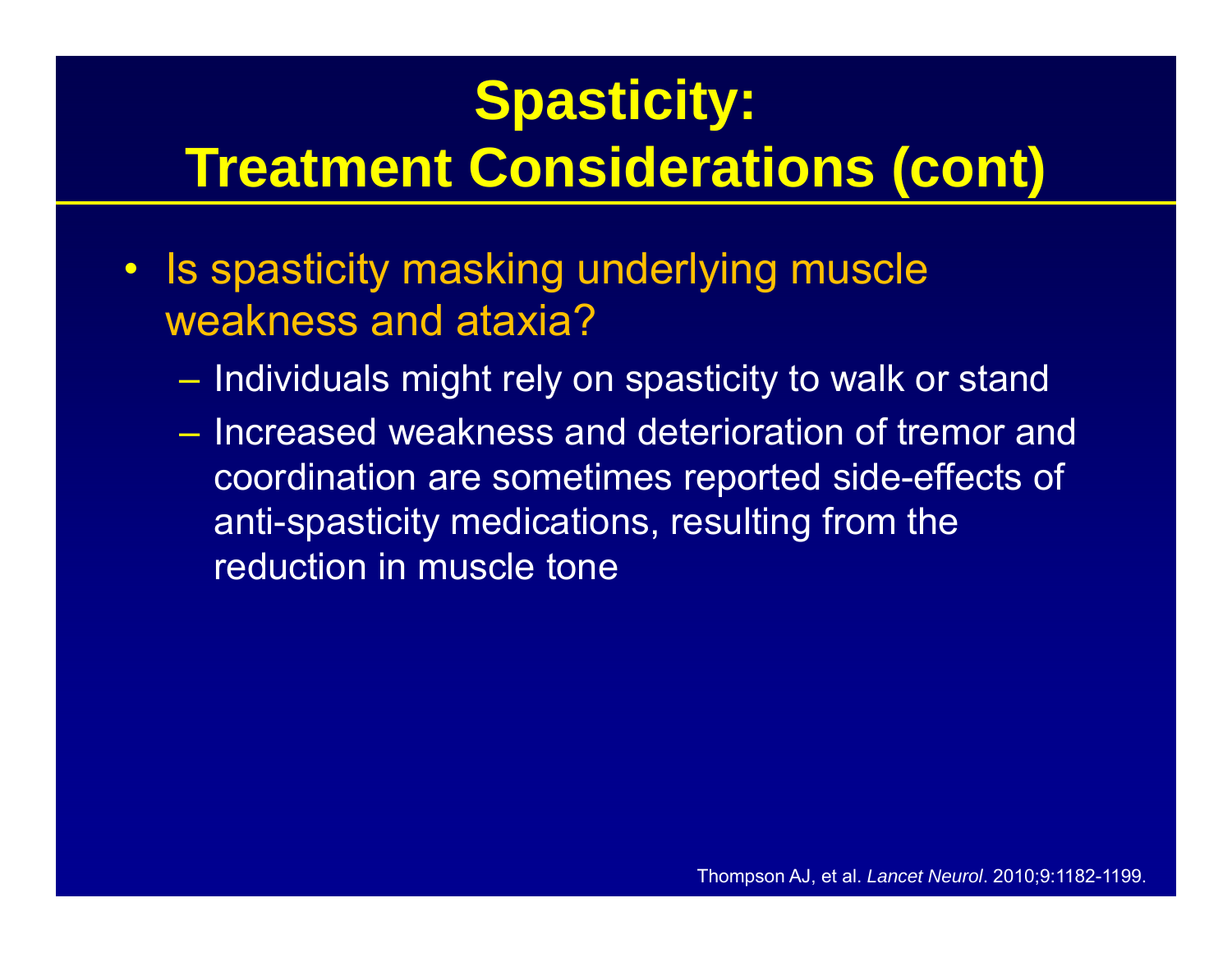# Spasticity: Treatment Considerations (cont)

- Is spasticity masking underlying muscle weakness and ataxia?
  - Individuals might rely on spasticity to walk or stand
  - Increased weakness and deterioration of tremor and coordination are sometimes reported side-effects of anti-spasticity medications, resulting from the reduction in muscle tone

Thompson AJ, et al. *Lancet Neurol*. 2010;9:1182-1199.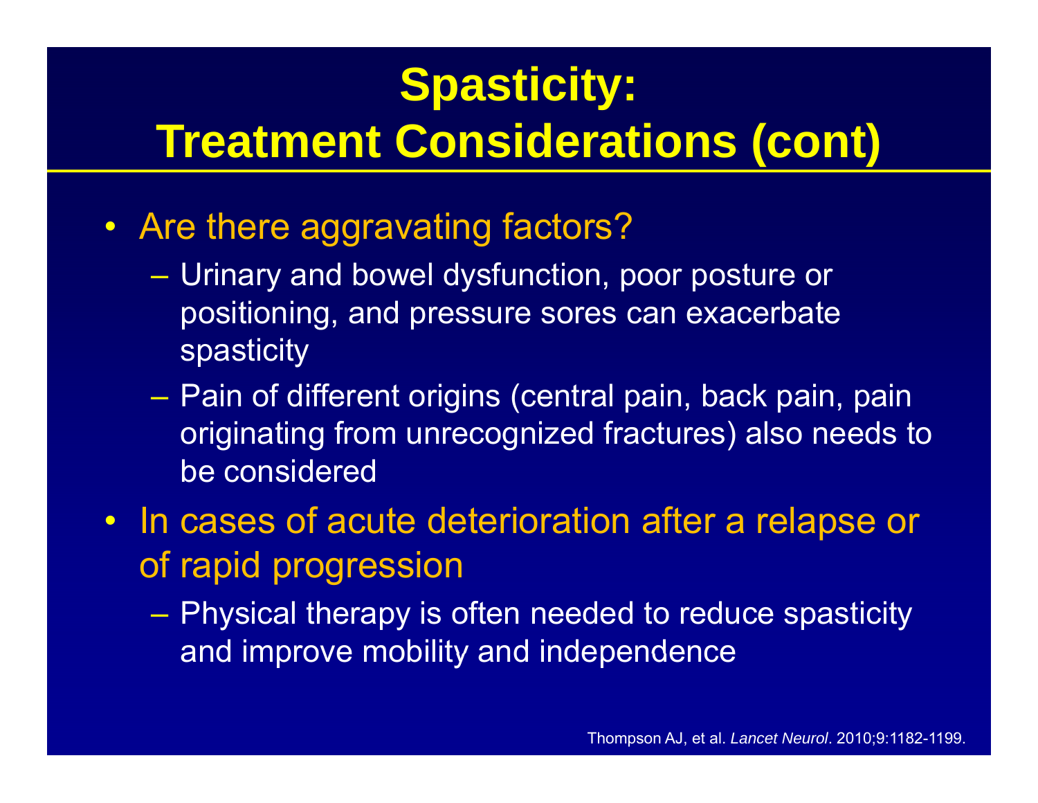# Spasticity: Treatment Considerations (cont)

- Are there aggravating factors?
  - Urinary and bowel dysfunction, poor posture or positioning, and pressure sores can exacerbate spasticity
  - Pain of different origins (central pain, back pain, pain originating from unrecognized fractures) also needs to be considered
- In cases of acute deterioration after a relapse or of rapid progression
  - Physical therapy is often needed to reduce spasticity and improve mobility and independence

Thompson AJ, et al. *Lancet Neurol*. 2010;9:1182-1199.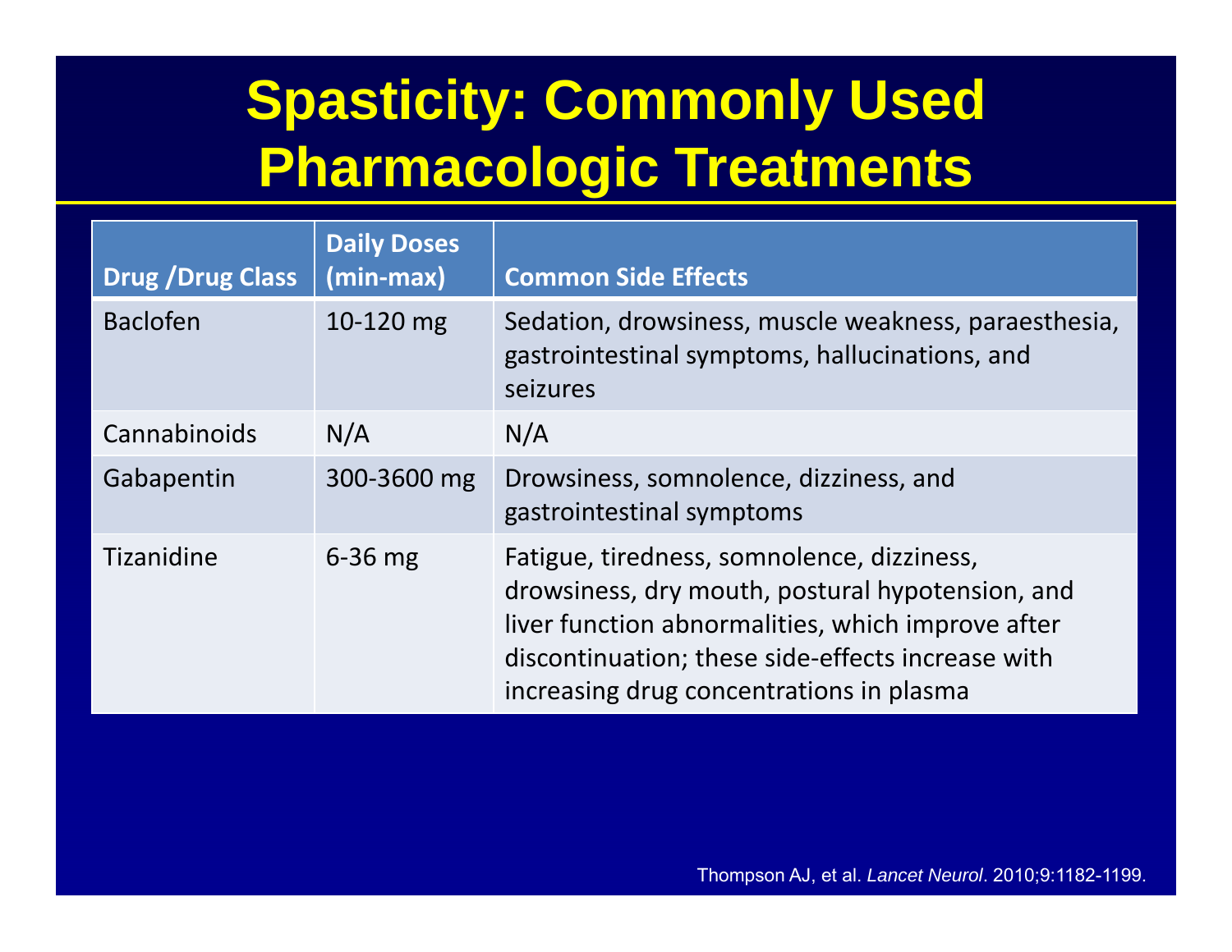# Spasticity: Commonly Used Pharmacologic Treatments

| Drug /Drug Class | Daily Doses (min-max) | Common Side Effects |
| --- | --- | --- |
| Baclofen | 10-120 mg | Sedation, drowsiness, muscle weakness, paraesthesia, gastrointestinal symptoms, hallucinations, and seizures |
| Cannabinoids | N/A | N/A |
| Gabapentin | 300-3600 mg | Drowsiness, somnolence, dizziness, and gastrointestinal symptoms |
| Tizanidine | 6-36 mg | Fatigue, tiredness, somnolence, dizziness, drowsiness, dry mouth, postural hypotension, and liver function abnormalities, which improve after discontinuation; these side-effects increase with increasing drug concentrations in plasma |

Thompson AJ, et al. *Lancet Neurol*. 2010;9:1182-1199.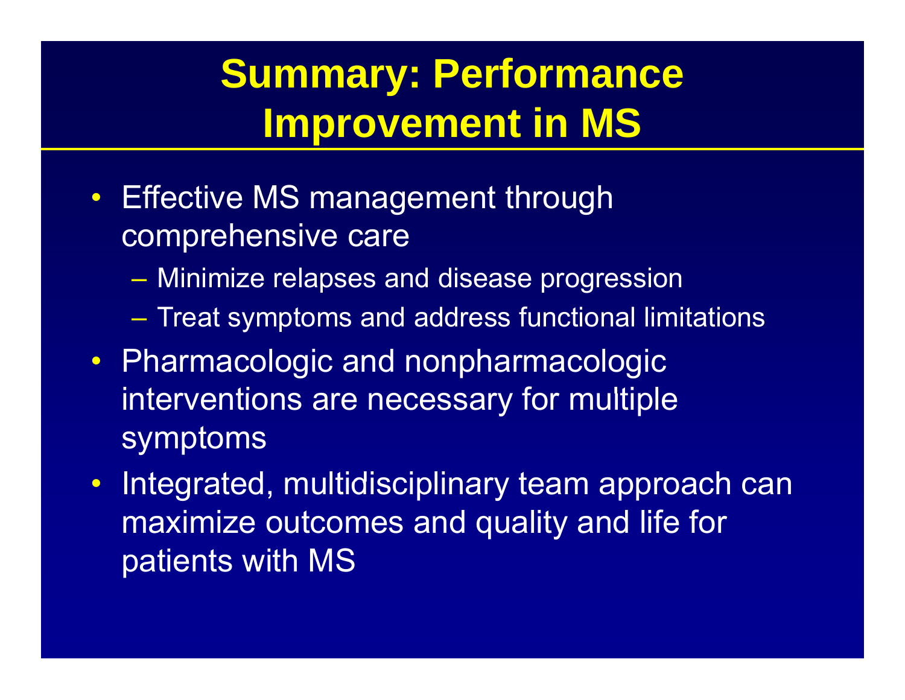# Summary: Performance Improvement in MS

- Effective MS management through comprehensive care
  - Minimize relapses and disease progression
  - Treat symptoms and address functional limitations
- Pharmacologic and nonpharmacologic interventions are necessary for multiple symptoms
- Integrated, multidisciplinary team approach can maximize outcomes and quality and life for patients with MS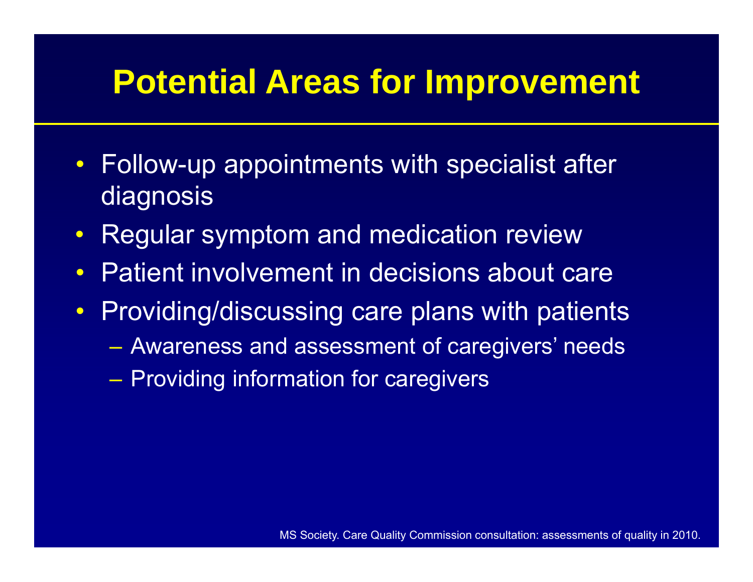# Potential Areas for Improvement

- Follow-up appointments with specialist after diagnosis
- Regular symptom and medication review
- Patient involvement in decisions about care
- Providing/discussing care plans with patients
  - Awareness and assessment of caregivers' needs
  - Providing information for caregivers

MS Society. Care Quality Commission consultation: assessments of quality in 2010.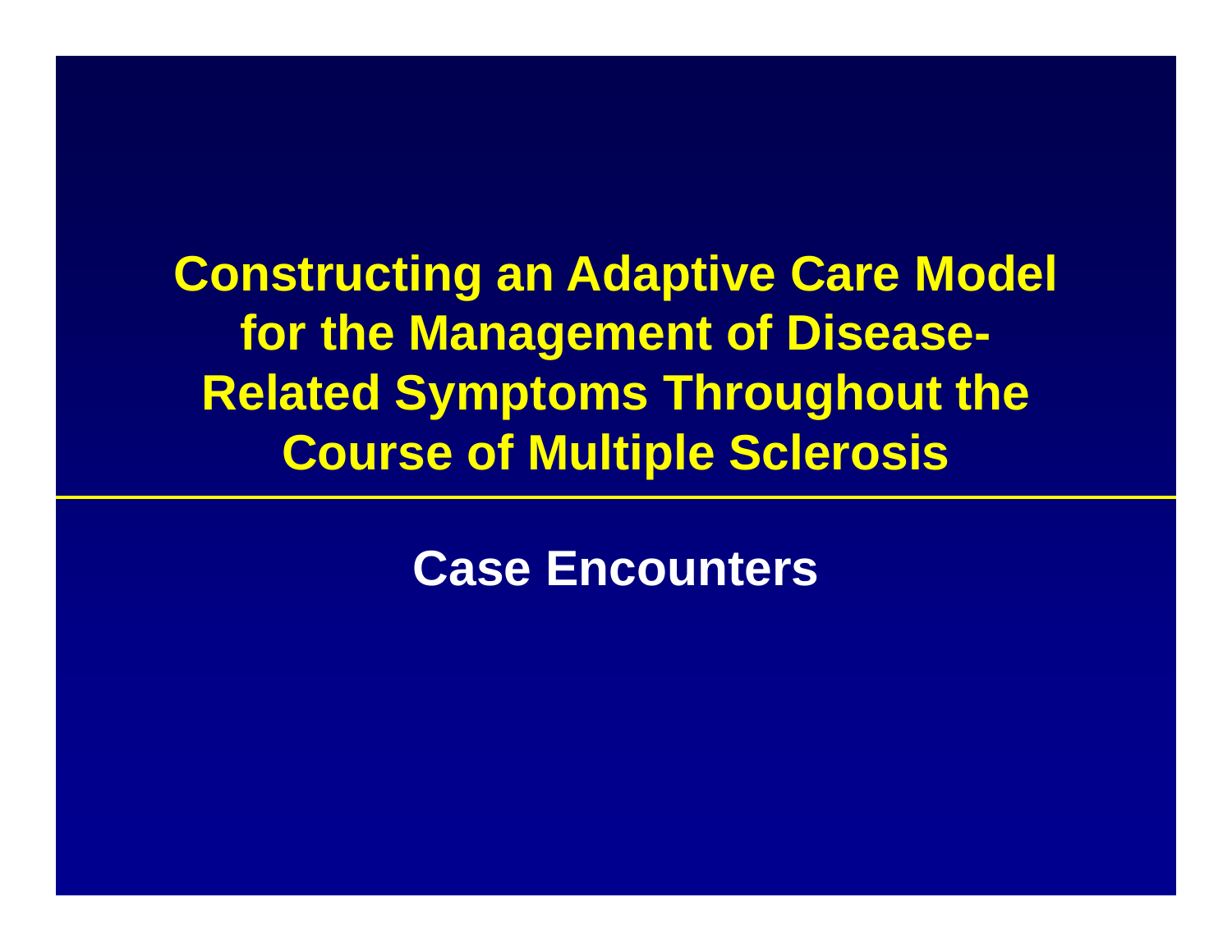# Constructing an Adaptive Care Model for the Management of Disease-Related Symptoms Throughout the Course of Multiple Sclerosis

## Case Encounters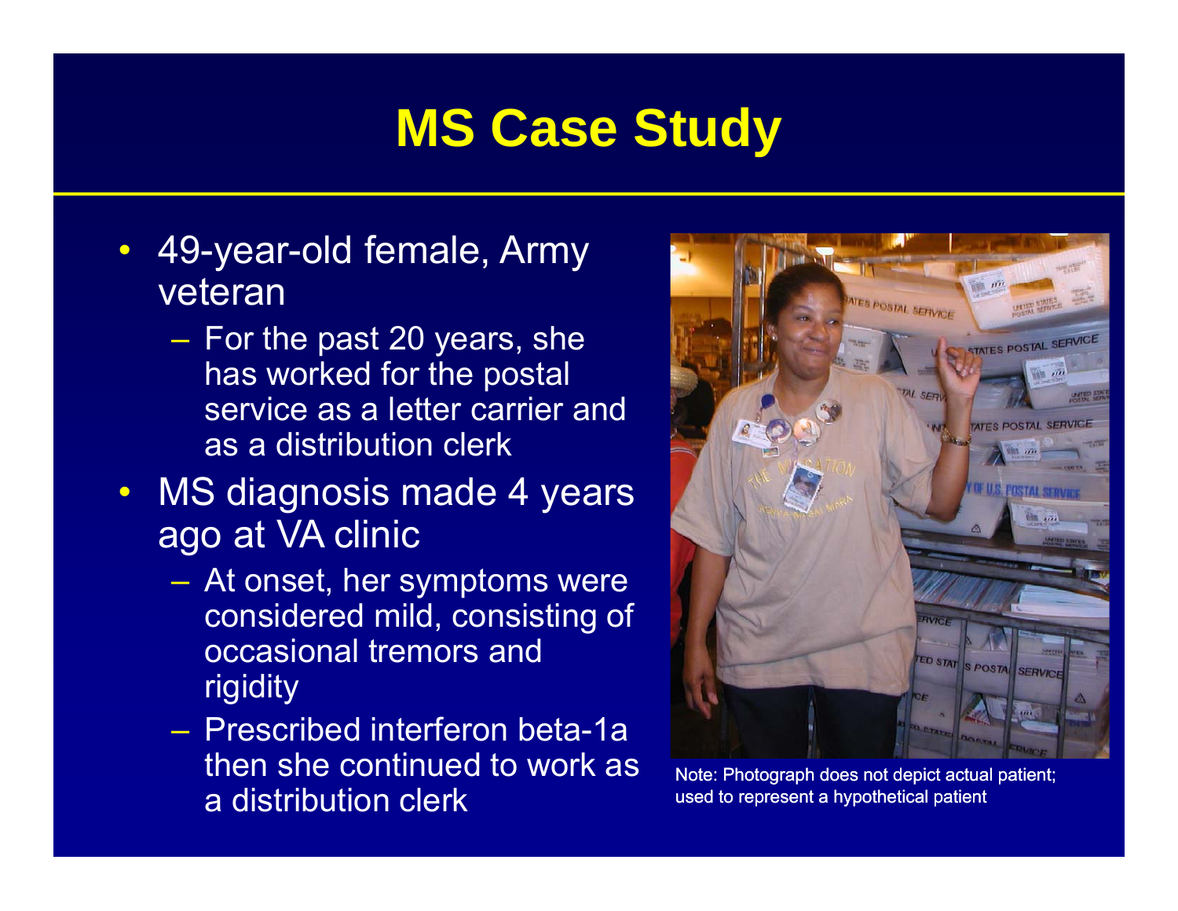# MS Case Study

- 49-year-old female, Army veteran
  - For the past 20 years, she has worked for the postal service as a letter carrier and as a distribution clerk
- MS diagnosis made 4 years ago at VA clinic
  - At onset, her symptoms were considered mild, consisting of occasional tremors and rigidity
  - Prescribed interferon beta-1a then she continued to work as a distribution clerk

Note: Photograph does not depict actual patient; used to represent a hypothetical patient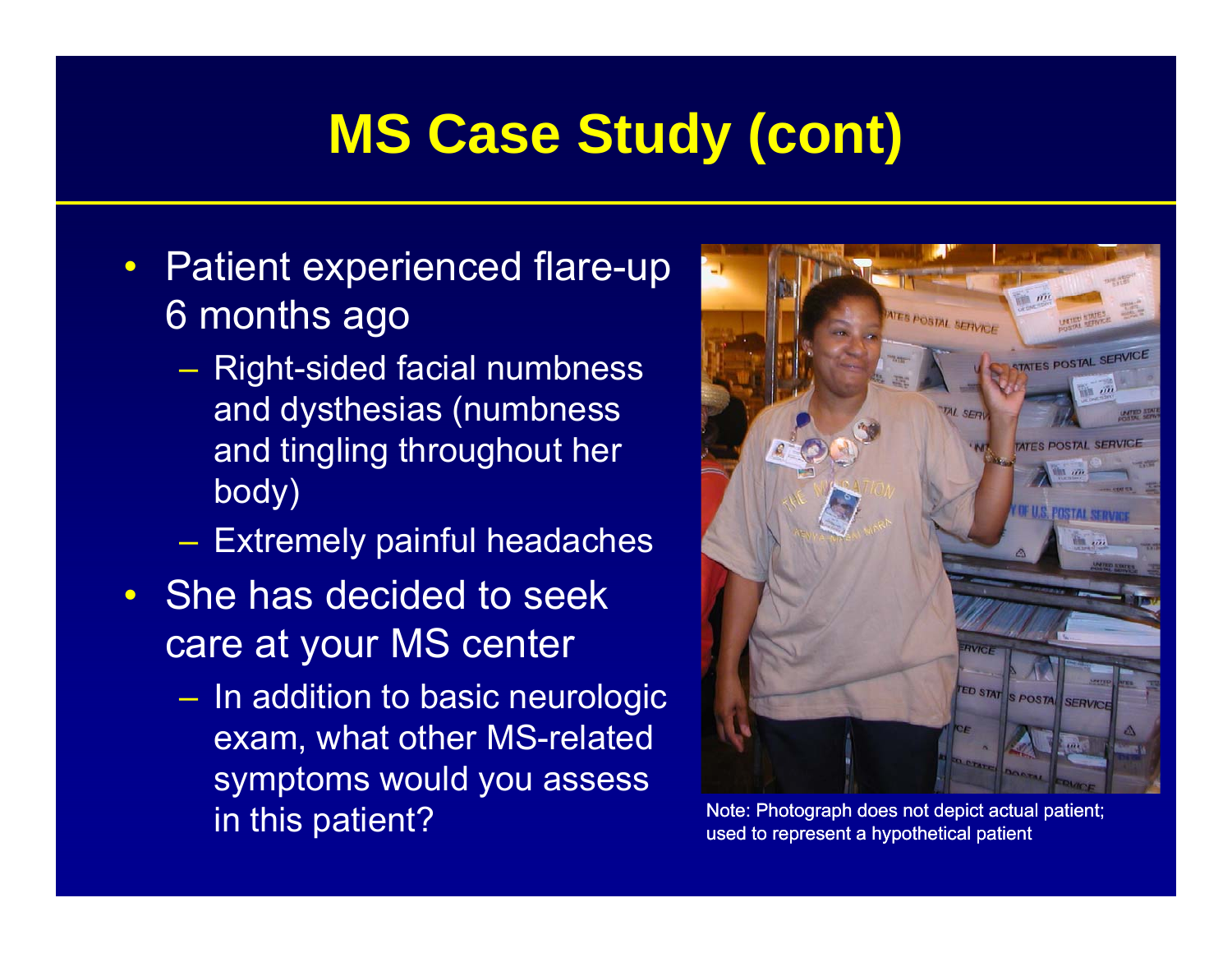# MS Case Study (cont)

- Patient experienced flare-up 6 months ago
  - Right-sided facial numbness and dysthesias (numbness and tingling throughout her body)
  - Extremely painful headaches
- She has decided to seek care at your MS center
  - In addition to basic neurologic exam, what other MS-related symptoms would you assess in this patient?

Note: Photograph does not depict actual patient; used to represent a hypothetical patient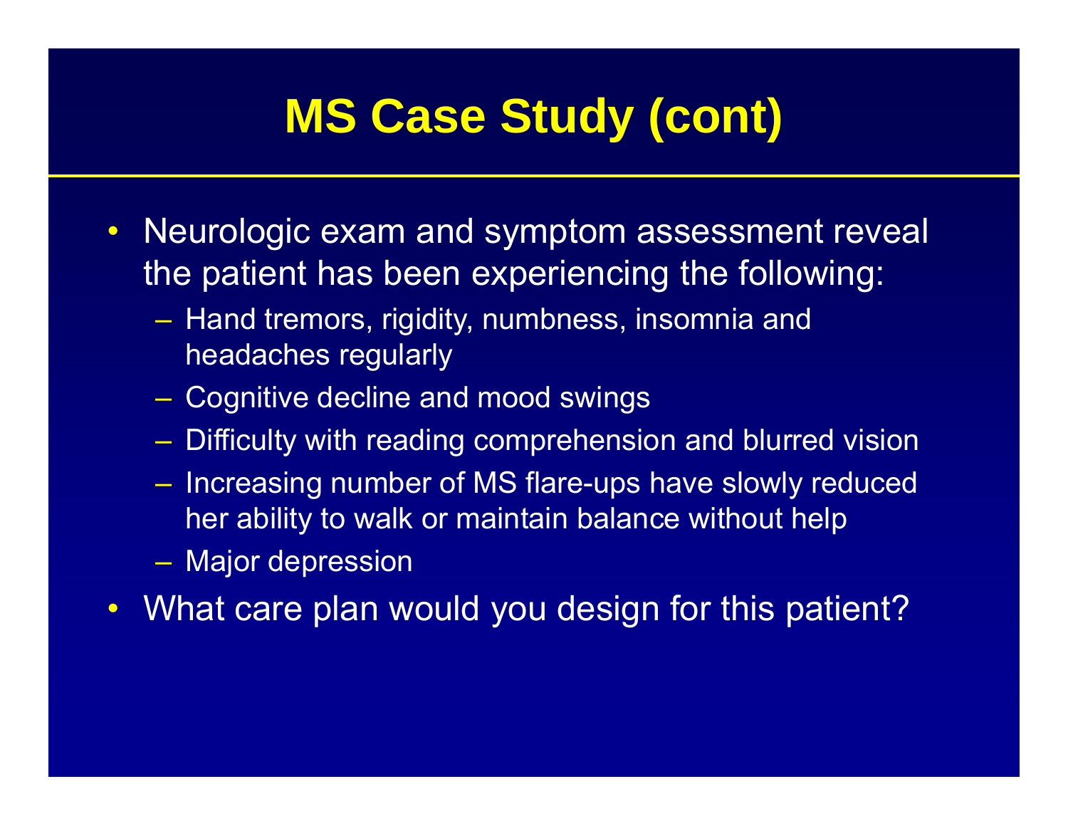# MS Case Study (cont)

- Neurologic exam and symptom assessment reveal the patient has been experiencing the following:
  - Hand tremors, rigidity, numbness, insomnia and headaches regularly
  - Cognitive decline and mood swings
  - Difficulty with reading comprehension and blurred vision
  - Increasing number of MS flare-ups have slowly reduced her ability to walk or maintain balance without help
  - Major depression
- What care plan would you design for this patient?